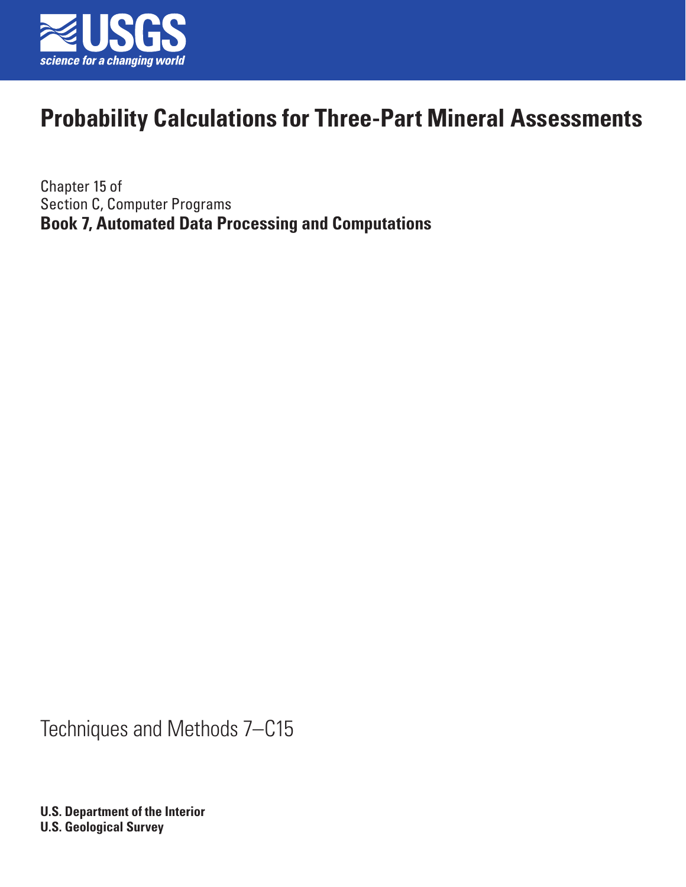USGS
science for a changing world

# Probability Calculations for Three-Part Mineral Assessments

Chapter 15 of
Section C, Computer Programs
**Book 7, Automated Data Processing and Computations**

Techniques and Methods 7–C15

**U.S. Department of the Interior**
**U.S. Geological Survey**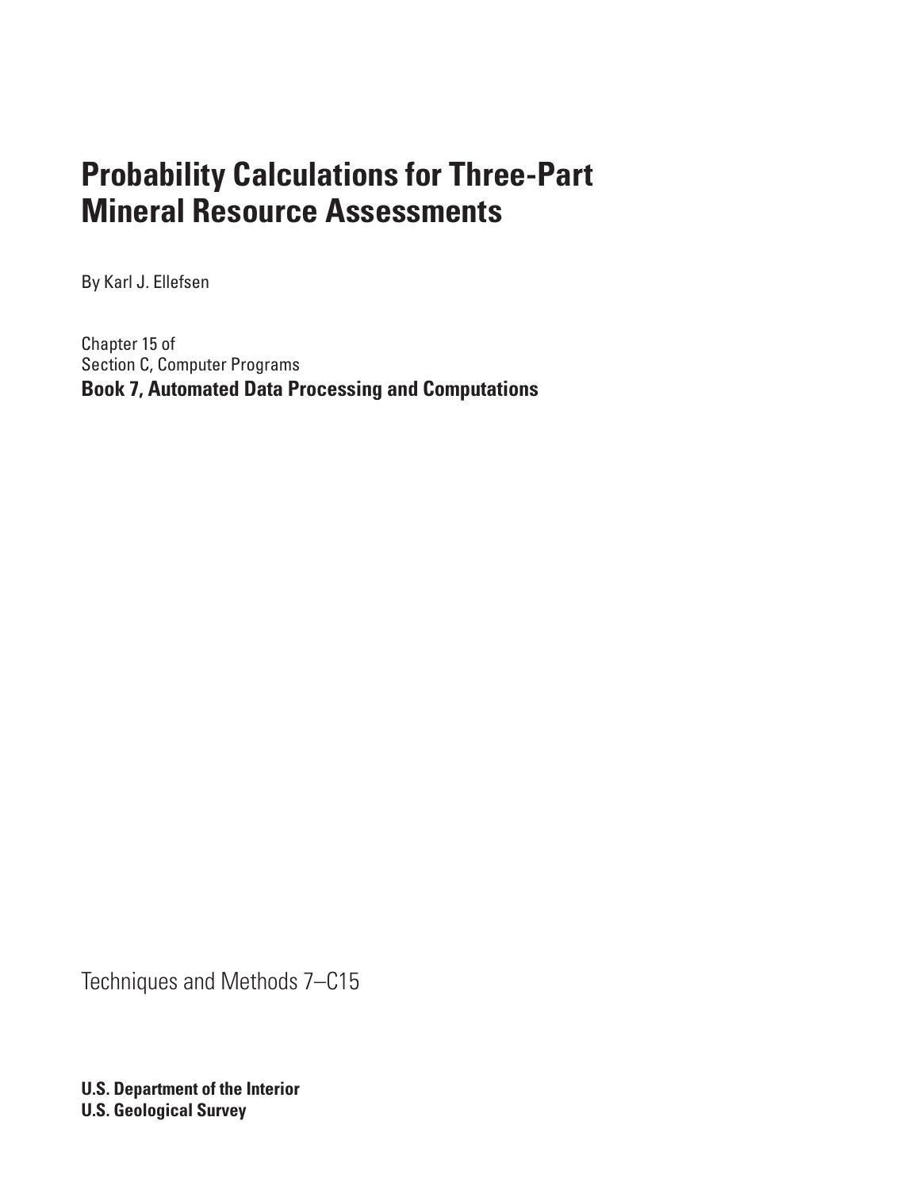# Probability Calculations for Three-Part Mineral Resource Assessments

By Karl J. Ellefsen

Chapter 15 of
Section C, Computer Programs
**Book 7, Automated Data Processing and Computations**

Techniques and Methods 7–C15

**U.S. Department of the Interior**
**U.S. Geological Survey**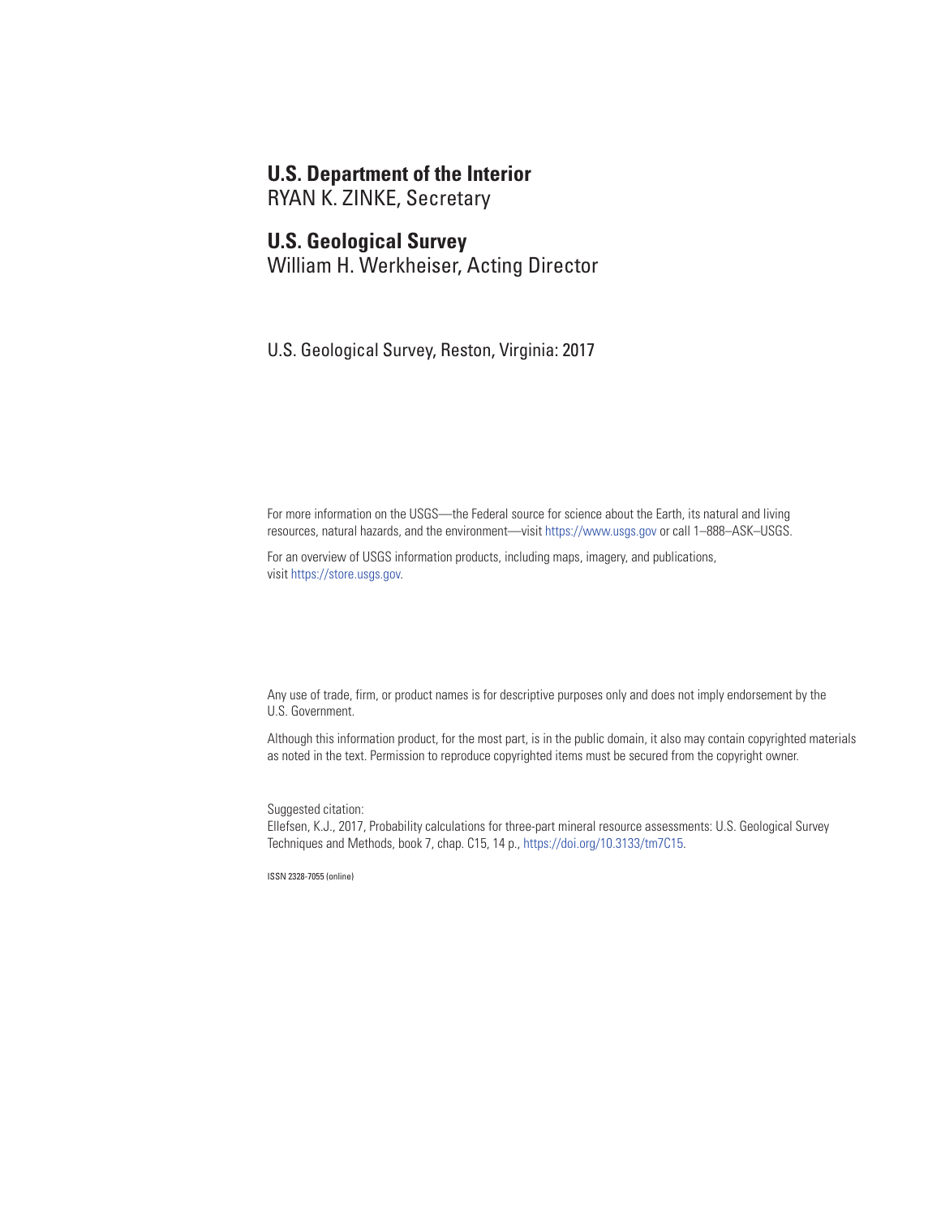**U.S. Department of the Interior**
RYAN K. ZINKE, Secretary

**U.S. Geological Survey**
William H. Werkheiser, Acting Director

U.S. Geological Survey, Reston, Virginia: 2017

For more information on the USGS—the Federal source for science about the Earth, its natural and living resources, natural hazards, and the environment—visit https://www.usgs.gov or call 1–888–ASK–USGS.

For an overview of USGS information products, including maps, imagery, and publications, visit https://store.usgs.gov.

Any use of trade, firm, or product names is for descriptive purposes only and does not imply endorsement by the U.S. Government.

Although this information product, for the most part, is in the public domain, it also may contain copyrighted materials as noted in the text. Permission to reproduce copyrighted items must be secured from the copyright owner.

Suggested citation:
Ellefsen, K.J., 2017, Probability calculations for three-part mineral resource assessments: U.S. Geological Survey Techniques and Methods, book 7, chap. C15, 14 p., https://doi.org/10.3133/tm7C15.

ISSN 2328-7055 (online)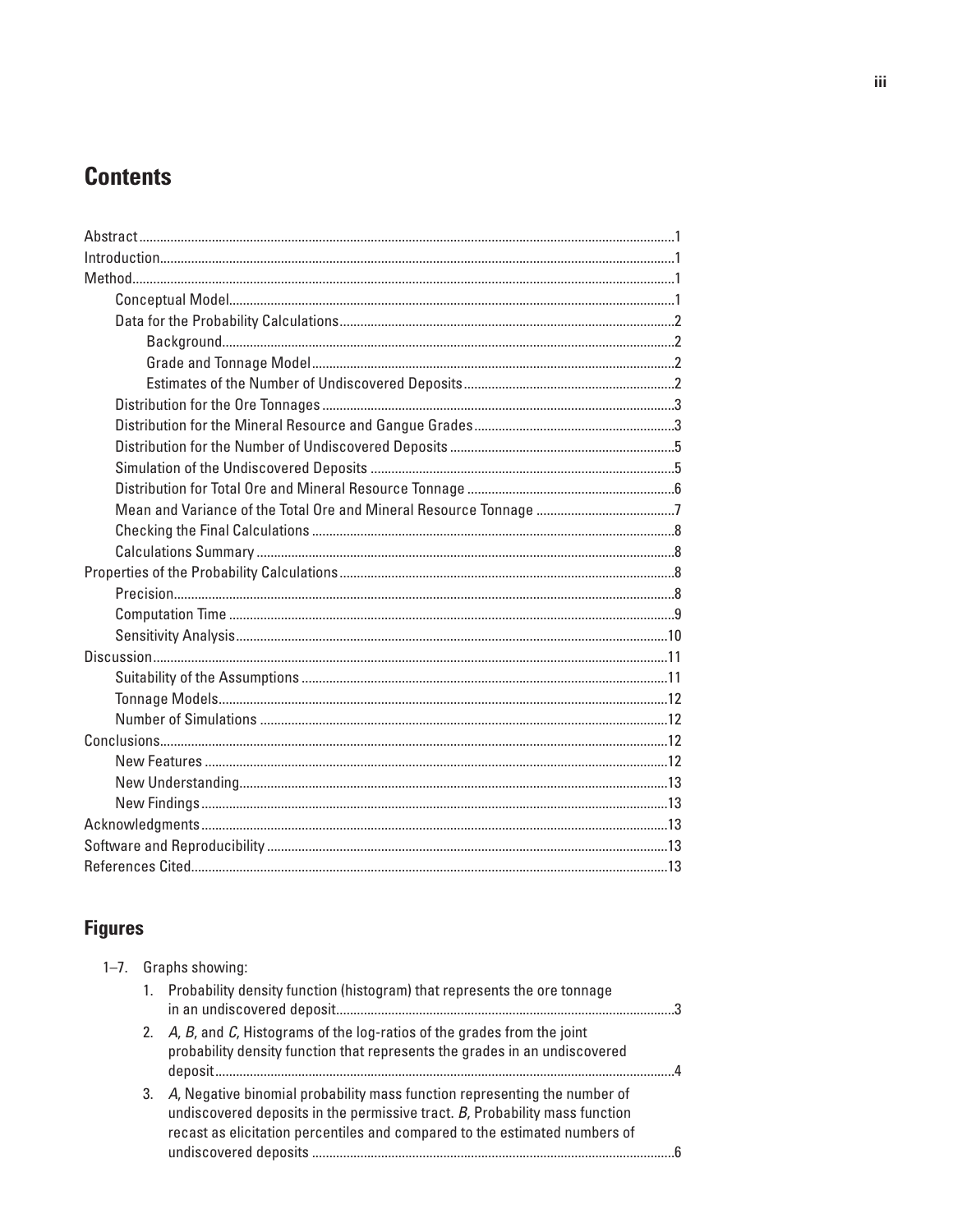## Contents

Abstract.....1
Introduction.....1
Method.....1
  Conceptual Model.....1
  Data for the Probability Calculations.....2
    Background.....2
    Grade and Tonnage Model.....2
    Estimates of the Number of Undiscovered Deposits.....2
  Distribution for the Ore Tonnages.....3
  Distribution for the Mineral Resource and Gangue Grades.....3
  Distribution for the Number of Undiscovered Deposits.....5
  Simulation of the Undiscovered Deposits.....5
  Distribution for Total Ore and Mineral Resource Tonnage.....6
  Mean and Variance of the Total Ore and Mineral Resource Tonnage.....7
  Checking the Final Calculations.....8
  Calculations Summary.....8
Properties of the Probability Calculations.....8
  Precision.....8
  Computation Time.....9
  Sensitivity Analysis.....10
Discussion.....11
  Suitability of the Assumptions.....11
  Tonnage Models.....12
  Number of Simulations.....12
Conclusions.....12
  New Features.....12
  New Understanding.....13
  New Findings.....13
Acknowledgments.....13
Software and Reproducibility.....13
References Cited.....13

## Figures

1–7. Graphs showing:

1. Probability density function (histogram) that represents the ore tonnage in an undiscovered deposit.....3
2. *A*, *B*, and *C*, Histograms of the log-ratios of the grades from the joint probability density function that represents the grades in an undiscovered deposit.....4
3. *A*, Negative binomial probability mass function representing the number of undiscovered deposits in the permissive tract. *B*, Probability mass function recast as elicitation percentiles and compared to the estimated numbers of undiscovered deposits.....6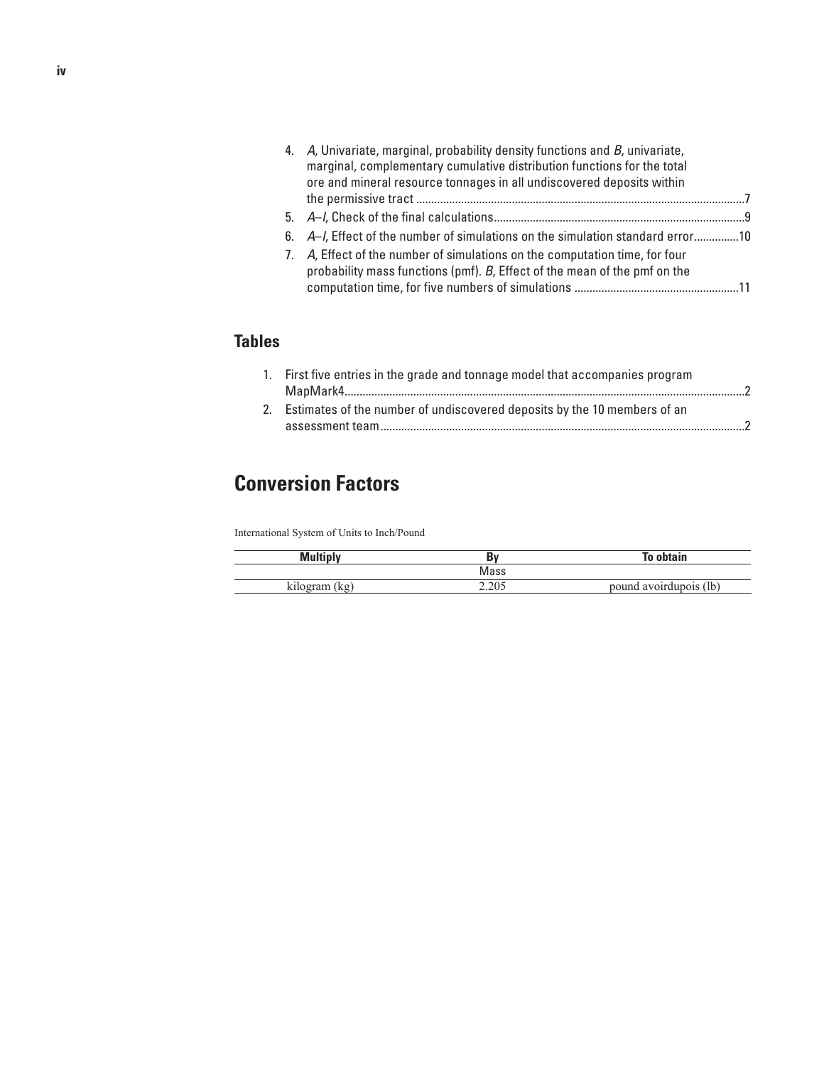4. *A*, Univariate, marginal, probability density functions and *B*, univariate, marginal, complementary cumulative distribution functions for the total ore and mineral resource tonnages in all undiscovered deposits within the permissive tract ..........7
5. *A–I*, Check of the final calculations..........9
6. *A–I*, Effect of the number of simulations on the simulation standard error..........10
7. *A*, Effect of the number of simulations on the computation time, for four probability mass functions (pmf). *B*, Effect of the mean of the pmf on the computation time, for five numbers of simulations ..........11

## Tables

1. First five entries in the grade and tonnage model that accompanies program MapMark4..........2
2. Estimates of the number of undiscovered deposits by the 10 members of an assessment team..........2

## Conversion Factors

International System of Units to Inch/Pound

| Multiply | By | To obtain |
|---|---|---|
| | Mass | |
| kilogram (kg) | 2.205 | pound avoirdupois (lb) |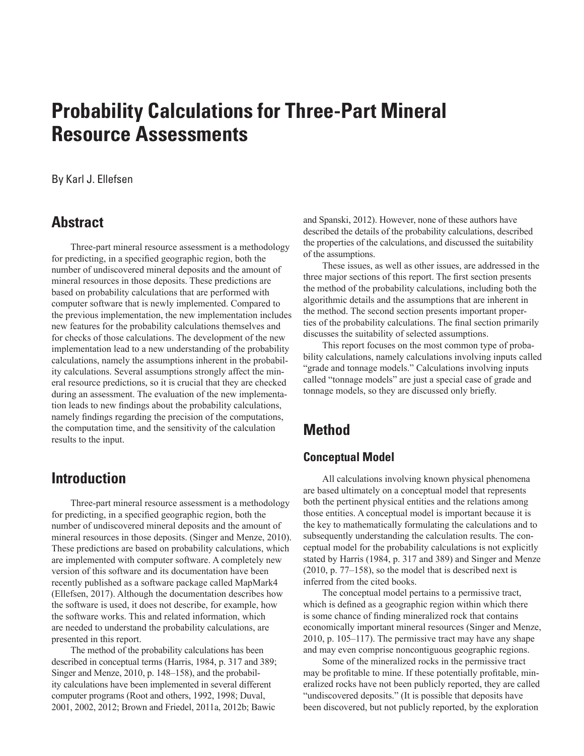# Probability Calculations for Three-Part Mineral Resource Assessments

By Karl J. Ellefsen

## Abstract

Three-part mineral resource assessment is a methodology for predicting, in a specified geographic region, both the number of undiscovered mineral deposits and the amount of mineral resources in those deposits. These predictions are based on probability calculations that are performed with computer software that is newly implemented. Compared to the previous implementation, the new implementation includes new features for the probability calculations themselves and for checks of those calculations. The development of the new implementation lead to a new understanding of the probability calculations, namely the assumptions inherent in the probability calculations. Several assumptions strongly affect the mineral resource predictions, so it is crucial that they are checked during an assessment. The evaluation of the new implementation leads to new findings about the probability calculations, namely findings regarding the precision of the computations, the computation time, and the sensitivity of the calculation results to the input.

## Introduction

Three-part mineral resource assessment is a methodology for predicting, in a specified geographic region, both the number of undiscovered mineral deposits and the amount of mineral resources in those deposits. (Singer and Menze, 2010). These predictions are based on probability calculations, which are implemented with computer software. A completely new version of this software and its documentation have been recently published as a software package called MapMark4 (Ellefsen, 2017). Although the documentation describes how the software is used, it does not describe, for example, how the software works. This and related information, which are needed to understand the probability calculations, are presented in this report.

The method of the probability calculations has been described in conceptual terms (Harris, 1984, p. 317 and 389; Singer and Menze, 2010, p. 148–158), and the probability calculations have been implemented in several different computer programs (Root and others, 1992, 1998; Duval, 2001, 2002, 2012; Brown and Friedel, 2011a, 2012b; Bawic and Spanski, 2012). However, none of these authors have described the details of the probability calculations, described the properties of the calculations, and discussed the suitability of the assumptions.

These issues, as well as other issues, are addressed in the three major sections of this report. The first section presents the method of the probability calculations, including both the algorithmic details and the assumptions that are inherent in the method. The second section presents important properties of the probability calculations. The final section primarily discusses the suitability of selected assumptions.

This report focuses on the most common type of probability calculations, namely calculations involving inputs called "grade and tonnage models." Calculations involving inputs called "tonnage models" are just a special case of grade and tonnage models, so they are discussed only briefly.

## Method

### Conceptual Model

All calculations involving known physical phenomena are based ultimately on a conceptual model that represents both the pertinent physical entities and the relations among those entities. A conceptual model is important because it is the key to mathematically formulating the calculations and to subsequently understanding the calculation results. The conceptual model for the probability calculations is not explicitly stated by Harris (1984, p. 317 and 389) and Singer and Menze (2010, p. 77–158), so the model that is described next is inferred from the cited books.

The conceptual model pertains to a permissive tract, which is defined as a geographic region within which there is some chance of finding mineralized rock that contains economically important mineral resources (Singer and Menze, 2010, p. 105–117). The permissive tract may have any shape and may even comprise noncontiguous geographic regions.

Some of the mineralized rocks in the permissive tract may be profitable to mine. If these potentially profitable, mineralized rocks have not been publicly reported, they are called "undiscovered deposits." (It is possible that deposits have been discovered, but not publicly reported, by the exploration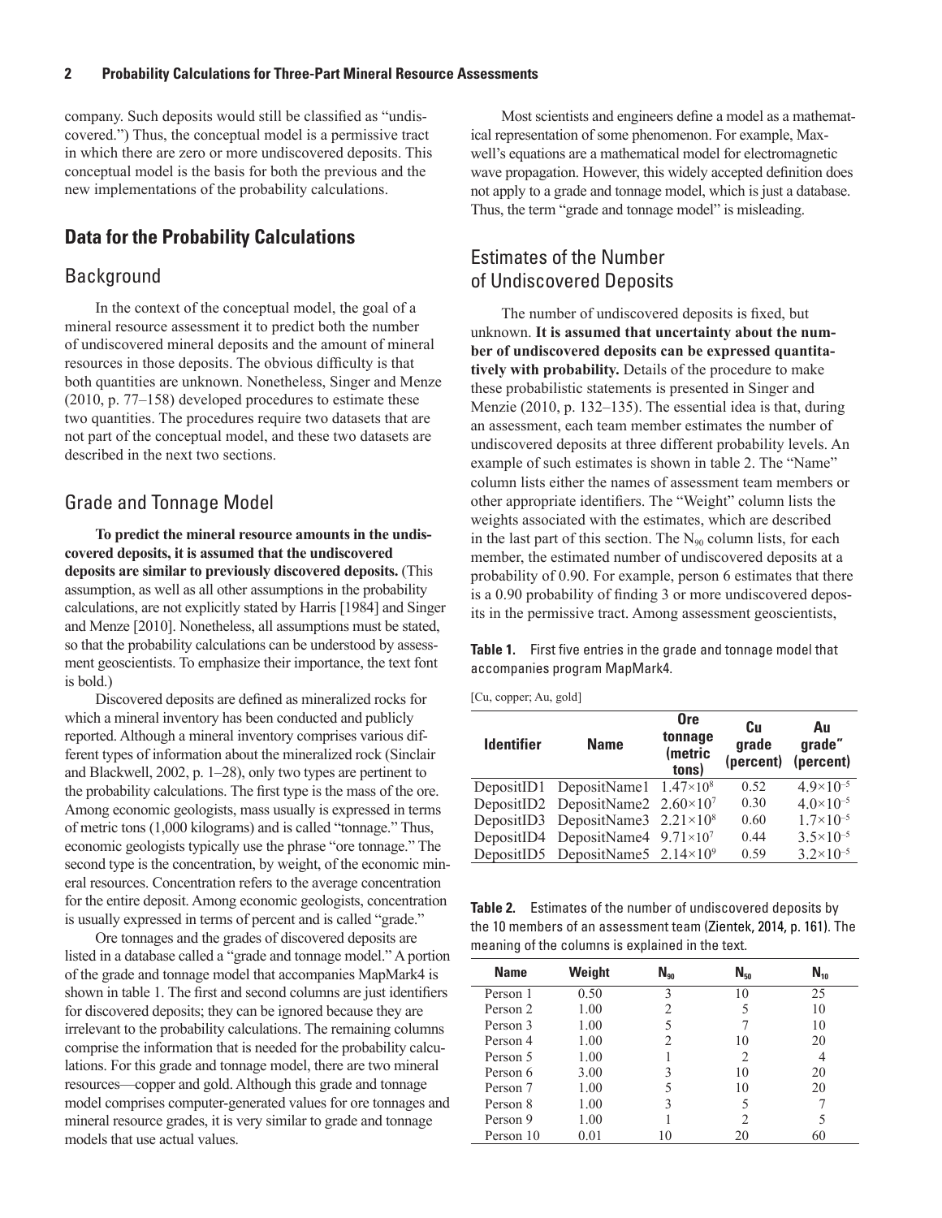company. Such deposits would still be classified as "undiscovered.") Thus, the conceptual model is a permissive tract in which there are zero or more undiscovered deposits. This conceptual model is the basis for both the previous and the new implementations of the probability calculations.

## Data for the Probability Calculations

### Background

In the context of the conceptual model, the goal of a mineral resource assessment it to predict both the number of undiscovered mineral deposits and the amount of mineral resources in those deposits. The obvious difficulty is that both quantities are unknown. Nonetheless, Singer and Menze (2010, p. 77–158) developed procedures to estimate these two quantities. The procedures require two datasets that are not part of the conceptual model, and these two datasets are described in the next two sections.

### Grade and Tonnage Model

**To predict the mineral resource amounts in the undiscovered deposits, it is assumed that the undiscovered deposits are similar to previously discovered deposits.** (This assumption, as well as all other assumptions in the probability calculations, are not explicitly stated by Harris [1984] and Singer and Menze [2010]. Nonetheless, all assumptions must be stated, so that the probability calculations can be understood by assessment geoscientists. To emphasize their importance, the text font is bold.)

Discovered deposits are defined as mineralized rocks for which a mineral inventory has been conducted and publicly reported. Although a mineral inventory comprises various different types of information about the mineralized rock (Sinclair and Blackwell, 2002, p. 1–28), only two types are pertinent to the probability calculations. The first type is the mass of the ore. Among economic geologists, mass usually is expressed in terms of metric tons (1,000 kilograms) and is called "tonnage." Thus, economic geologists typically use the phrase "ore tonnage." The second type is the concentration, by weight, of the economic mineral resources. Concentration refers to the average concentration for the entire deposit. Among economic geologists, concentration is usually expressed in terms of percent and is called "grade."

Ore tonnages and the grades of discovered deposits are listed in a database called a "grade and tonnage model." A portion of the grade and tonnage model that accompanies MapMark4 is shown in table 1. The first and second columns are just identifiers for discovered deposits; they can be ignored because they are irrelevant to the probability calculations. The remaining columns comprise the information that is needed for the probability calculations. For this grade and tonnage model, there are two mineral resources—copper and gold. Although this grade and tonnage model comprises computer-generated values for ore tonnages and mineral resource grades, it is very similar to grade and tonnage models that use actual values.

Most scientists and engineers define a model as a mathematical representation of some phenomenon. For example, Maxwell's equations are a mathematical model for electromagnetic wave propagation. However, this widely accepted definition does not apply to a grade and tonnage model, which is just a database. Thus, the term "grade and tonnage model" is misleading.

### Estimates of the Number of Undiscovered Deposits

The number of undiscovered deposits is fixed, but unknown. **It is assumed that uncertainty about the number of undiscovered deposits can be expressed quantitatively with probability.** Details of the procedure to make these probabilistic statements is presented in Singer and Menzie (2010, p. 132–135). The essential idea is that, during an assessment, each team member estimates the number of undiscovered deposits at three different probability levels. An example of such estimates is shown in table 2. The "Name" column lists either the names of assessment team members or other appropriate identifiers. The "Weight" column lists the weights associated with the estimates, which are described in the last part of this section. The $N_{90}$ column lists, for each member, the estimated number of undiscovered deposits at a probability of 0.90. For example, person 6 estimates that there is a 0.90 probability of finding 3 or more undiscovered deposits in the permissive tract. Among assessment geoscientists,

**Table 1.** First five entries in the grade and tonnage model that accompanies program MapMark4.

[Cu, copper; Au, gold]

| Identifier | Name | Ore tonnage (metric tons) | Cu grade (percent) | Au grade" (percent) |
|---|---|---|---|---|
| DepositID1 | DepositName1 | $1.47\times10^{8}$ | 0.52 | $4.9\times10^{-5}$ |
| DepositID2 | DepositName2 | $2.60\times10^{7}$ | 0.30 | $4.0\times10^{-5}$ |
| DepositID3 | DepositName3 | $2.21\times10^{8}$ | 0.60 | $1.7\times10^{-5}$ |
| DepositID4 | DepositName4 | $9.71\times10^{7}$ | 0.44 | $3.5\times10^{-5}$ |
| DepositID5 | DepositName5 | $2.14\times10^{9}$ | 0.59 | $3.2\times10^{-5}$ |

**Table 2.** Estimates of the number of undiscovered deposits by the 10 members of an assessment team (Zientek, 2014, p. 161). The meaning of the columns is explained in the text.

| Name | Weight | $N_{90}$ | $N_{50}$ | $N_{10}$ |
|---|---|---|---|---|
| Person 1 | 0.50 | 3 | 10 | 25 |
| Person 2 | 1.00 | 2 | 5 | 10 |
| Person 3 | 1.00 | 5 | 7 | 10 |
| Person 4 | 1.00 | 2 | 10 | 20 |
| Person 5 | 1.00 | 1 | 2 | 4 |
| Person 6 | 3.00 | 3 | 10 | 20 |
| Person 7 | 1.00 | 5 | 10 | 20 |
| Person 8 | 1.00 | 3 | 5 | 7 |
| Person 9 | 1.00 | 1 | 2 | 5 |
| Person 10 | 0.01 | 10 | 20 | 60 |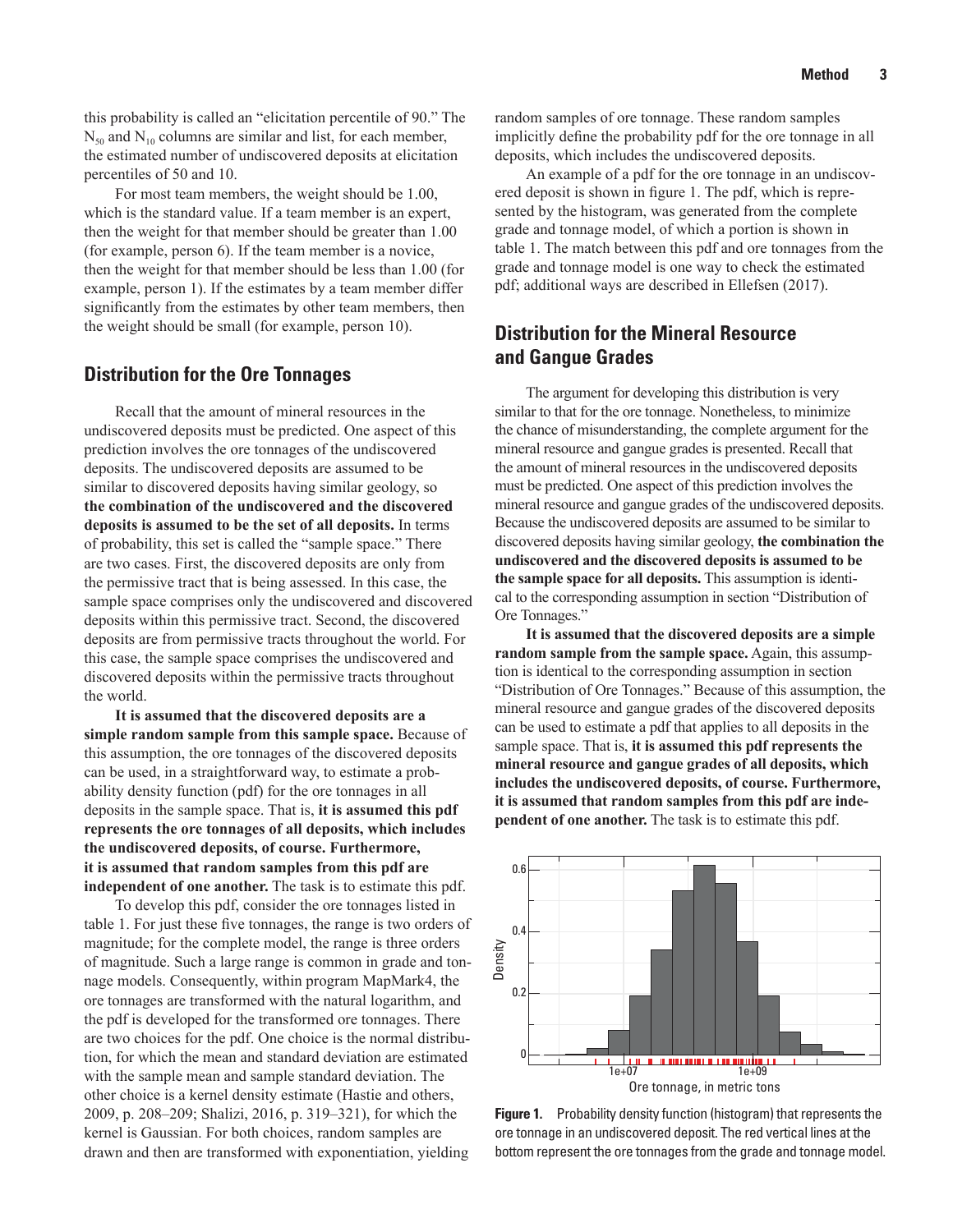this probability is called an "elicitation percentile of 90." The $N_{50}$ and $N_{10}$ columns are similar and list, for each member, the estimated number of undiscovered deposits at elicitation percentiles of 50 and 10.

For most team members, the weight should be 1.00, which is the standard value. If a team member is an expert, then the weight for that member should be greater than 1.00 (for example, person 6). If the team member is a novice, then the weight for that member should be less than 1.00 (for example, person 1). If the estimates by a team member differ significantly from the estimates by other team members, then the weight should be small (for example, person 10).

## Distribution for the Ore Tonnages

Recall that the amount of mineral resources in the undiscovered deposits must be predicted. One aspect of this prediction involves the ore tonnages of the undiscovered deposits. The undiscovered deposits are assumed to be similar to discovered deposits having similar geology, so **the combination of the undiscovered and the discovered deposits is assumed to be the set of all deposits.** In terms of probability, this set is called the "sample space." There are two cases. First, the discovered deposits are only from the permissive tract that is being assessed. In this case, the sample space comprises only the undiscovered and discovered deposits within this permissive tract. Second, the discovered deposits are from permissive tracts throughout the world. For this case, the sample space comprises the undiscovered and discovered deposits within the permissive tracts throughout the world.

**It is assumed that the discovered deposits are a simple random sample from this sample space.** Because of this assumption, the ore tonnages of the discovered deposits can be used, in a straightforward way, to estimate a probability density function (pdf) for the ore tonnages in all deposits in the sample space. That is, **it is assumed this pdf represents the ore tonnages of all deposits, which includes the undiscovered deposits, of course. Furthermore, it is assumed that random samples from this pdf are independent of one another.** The task is to estimate this pdf.

To develop this pdf, consider the ore tonnages listed in table 1. For just these five tonnages, the range is two orders of magnitude; for the complete model, the range is three orders of magnitude. Such a large range is common in grade and tonnage models. Consequently, within program MapMark4, the ore tonnages are transformed with the natural logarithm, and the pdf is developed for the transformed ore tonnages. There are two choices for the pdf. One choice is the normal distribution, for which the mean and standard deviation are estimated with the sample mean and sample standard deviation. The other choice is a kernel density estimate (Hastie and others, 2009, p. 208–209; Shalizi, 2016, p. 319–321), for which the kernel is Gaussian. For both choices, random samples are drawn and then are transformed with exponentiation, yielding random samples of ore tonnage. These random samples implicitly define the probability pdf for the ore tonnage in all deposits, which includes the undiscovered deposits.

An example of a pdf for the ore tonnage in an undiscovered deposit is shown in figure 1. The pdf, which is represented by the histogram, was generated from the complete grade and tonnage model, of which a portion is shown in table 1. The match between this pdf and ore tonnages from the grade and tonnage model is one way to check the estimated pdf; additional ways are described in Ellefsen (2017).

## Distribution for the Mineral Resource and Gangue Grades

The argument for developing this distribution is very similar to that for the ore tonnage. Nonetheless, to minimize the chance of misunderstanding, the complete argument for the mineral resource and gangue grades is presented. Recall that the amount of mineral resources in the undiscovered deposits must be predicted. One aspect of this prediction involves the mineral resource and gangue grades of the undiscovered deposits. Because the undiscovered deposits are assumed to be similar to discovered deposits having similar geology, **the combination the undiscovered and the discovered deposits is assumed to be the sample space for all deposits.** This assumption is identical to the corresponding assumption in section "Distribution of Ore Tonnages."

**It is assumed that the discovered deposits are a simple random sample from the sample space.** Again, this assumption is identical to the corresponding assumption in section "Distribution of Ore Tonnages." Because of this assumption, the mineral resource and gangue grades of the discovered deposits can be used to estimate a pdf that applies to all deposits in the sample space. That is, **it is assumed this pdf represents the mineral resource and gangue grades of all deposits, which includes the undiscovered deposits, of course. Furthermore, it is assumed that random samples from this pdf are independent of one another.** The task is to estimate this pdf.

**Figure 1.** Probability density function (histogram) that represents the ore tonnage in an undiscovered deposit. The red vertical lines at the bottom represent the ore tonnages from the grade and tonnage model.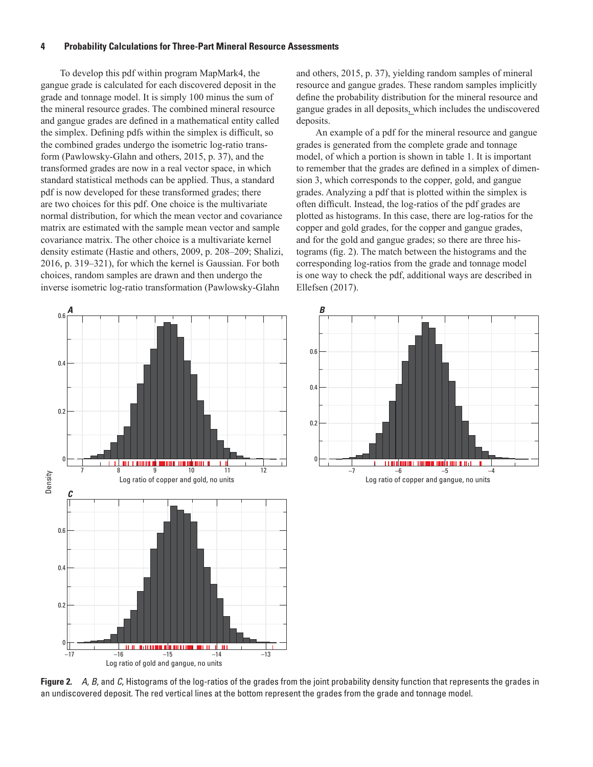To develop this pdf within program MapMark4, the gangue grade is calculated for each discovered deposit in the grade and tonnage model. It is simply 100 minus the sum of the mineral resource grades. The combined mineral resource and gangue grades are defined in a mathematical entity called the simplex. Defining pdfs within the simplex is difficult, so the combined grades undergo the isometric log-ratio transform (Pawlowsky-Glahn and others, 2015, p. 37), and the transformed grades are now in a real vector space, in which standard statistical methods can be applied. Thus, a standard pdf is now developed for these transformed grades; there are two choices for this pdf. One choice is the multivariate normal distribution, for which the mean vector and covariance matrix are estimated with the sample mean vector and sample covariance matrix. The other choice is a multivariate kernel density estimate (Hastie and others, 2009, p. 208–209; Shalizi, 2016, p. 319–321), for which the kernel is Gaussian. For both choices, random samples are drawn and then undergo the inverse isometric log-ratio transformation (Pawlowsky-Glahn and others, 2015, p. 37), yielding random samples of mineral resource and gangue grades. These random samples implicitly define the probability distribution for the mineral resource and gangue grades in all deposits, which includes the undiscovered deposits.

An example of a pdf for the mineral resource and gangue grades is generated from the complete grade and tonnage model, of which a portion is shown in table 1. It is important to remember that the grades are defined in a simplex of dimension 3, which corresponds to the copper, gold, and gangue grades. Analyzing a pdf that is plotted within the simplex is often difficult. Instead, the log-ratios of the pdf grades are plotted as histograms. In this case, there are log-ratios for the copper and gold grades, for the copper and gangue grades, and for the gold and gangue grades; so there are three histograms (fig. 2). The match between the histograms and the corresponding log-ratios from the grade and tonnage model is one way to check the pdf, additional ways are described in Ellefsen (2017).

**Figure 2.** *A*, *B*, and *C*, Histograms of the log-ratios of the grades from the joint probability density function that represents the grades in an undiscovered deposit. The red vertical lines at the bottom represent the grades from the grade and tonnage model.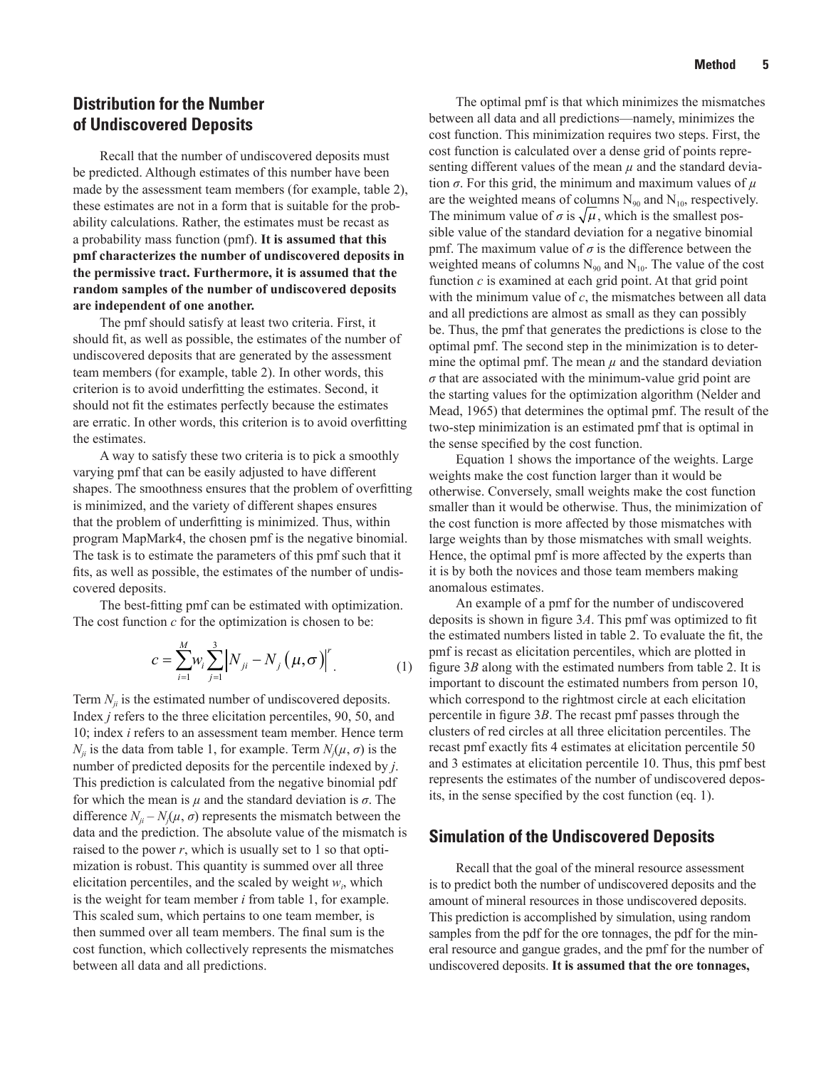## Distribution for the Number of Undiscovered Deposits

Recall that the number of undiscovered deposits must be predicted. Although estimates of this number have been made by the assessment team members (for example, table 2), these estimates are not in a form that is suitable for the probability calculations. Rather, the estimates must be recast as a probability mass function (pmf). **It is assumed that this pmf characterizes the number of undiscovered deposits in the permissive tract. Furthermore, it is assumed that the random samples of the number of undiscovered deposits are independent of one another.**

The pmf should satisfy at least two criteria. First, it should fit, as well as possible, the estimates of the number of undiscovered deposits that are generated by the assessment team members (for example, table 2). In other words, this criterion is to avoid underfitting the estimates. Second, it should not fit the estimates perfectly because the estimates are erratic. In other words, this criterion is to avoid overfitting the estimates.

A way to satisfy these two criteria is to pick a smoothly varying pmf that can be easily adjusted to have different shapes. The smoothness ensures that the problem of overfitting is minimized, and the variety of different shapes ensures that the problem of underfitting is minimized. Thus, within program MapMark4, the chosen pmf is the negative binomial. The task is to estimate the parameters of this pmf such that it fits, as well as possible, the estimates of the number of undiscovered deposits.

The best-fitting pmf can be estimated with optimization. The cost function $c$ for the optimization is chosen to be:

$$c = \sum_{i=1}^{M} w_i \sum_{j=1}^{3} \left| N_{ji} - N_j\left(\mu, \sigma\right) \right|^r . \quad (1)$$

Term $N_{ji}$ is the estimated number of undiscovered deposits. Index $j$ refers to the three elicitation percentiles, 90, 50, and 10; index $i$ refers to an assessment team member. Hence term $N_{ji}$ is the data from table 1, for example. Term $N_j(\mu, \sigma)$ is the number of predicted deposits for the percentile indexed by $j$. This prediction is calculated from the negative binomial pdf for which the mean is $\mu$ and the standard deviation is $\sigma$. The difference $N_{ji} - N_j(\mu, \sigma)$ represents the mismatch between the data and the prediction. The absolute value of the mismatch is raised to the power $r$, which is usually set to 1 so that optimization is robust. This quantity is summed over all three elicitation percentiles, and the scaled by weight $w_i$, which is the weight for team member $i$ from table 1, for example. This scaled sum, which pertains to one team member, is then summed over all team members. The final sum is the cost function, which collectively represents the mismatches between all data and all predictions.

The optimal pmf is that which minimizes the mismatches between all data and all predictions—namely, minimizes the cost function. This minimization requires two steps. First, the cost function is calculated over a dense grid of points representing different values of the mean $\mu$ and the standard deviation $\sigma$. For this grid, the minimum and maximum values of $\mu$ are the weighted means of columns $N_{90}$ and $N_{10}$, respectively. The minimum value of $\sigma$ is $\sqrt{\mu}$, which is the smallest possible value of the standard deviation for a negative binomial pmf. The maximum value of $\sigma$ is the difference between the weighted means of columns $N_{90}$ and $N_{10}$. The value of the cost function $c$ is examined at each grid point. At that grid point with the minimum value of $c$, the mismatches between all data and all predictions are almost as small as they can possibly be. Thus, the pmf that generates the predictions is close to the optimal pmf. The second step in the minimization is to determine the optimal pmf. The mean $\mu$ and the standard deviation $\sigma$ that are associated with the minimum-value grid point are the starting values for the optimization algorithm (Nelder and Mead, 1965) that determines the optimal pmf. The result of the two-step minimization is an estimated pmf that is optimal in the sense specified by the cost function.

Equation 1 shows the importance of the weights. Large weights make the cost function larger than it would be otherwise. Conversely, small weights make the cost function smaller than it would be otherwise. Thus, the minimization of the cost function is more affected by those mismatches with large weights than by those mismatches with small weights. Hence, the optimal pmf is more affected by the experts than it is by both the novices and those team members making anomalous estimates.

An example of a pmf for the number of undiscovered deposits is shown in figure 3*A*. This pmf was optimized to fit the estimated numbers listed in table 2. To evaluate the fit, the pmf is recast as elicitation percentiles, which are plotted in figure 3*B* along with the estimated numbers from table 2. It is important to discount the estimated numbers from person 10, which correspond to the rightmost circle at each elicitation percentile in figure 3*B*. The recast pmf passes through the clusters of red circles at all three elicitation percentiles. The recast pmf exactly fits 4 estimates at elicitation percentile 50 and 3 estimates at elicitation percentile 10. Thus, this pmf best represents the estimates of the number of undiscovered deposits, in the sense specified by the cost function (eq. 1).

## Simulation of the Undiscovered Deposits

Recall that the goal of the mineral resource assessment is to predict both the number of undiscovered deposits and the amount of mineral resources in those undiscovered deposits. This prediction is accomplished by simulation, using random samples from the pdf for the ore tonnages, the pdf for the mineral resource and gangue grades, and the pmf for the number of undiscovered deposits. **It is assumed that the ore tonnages,**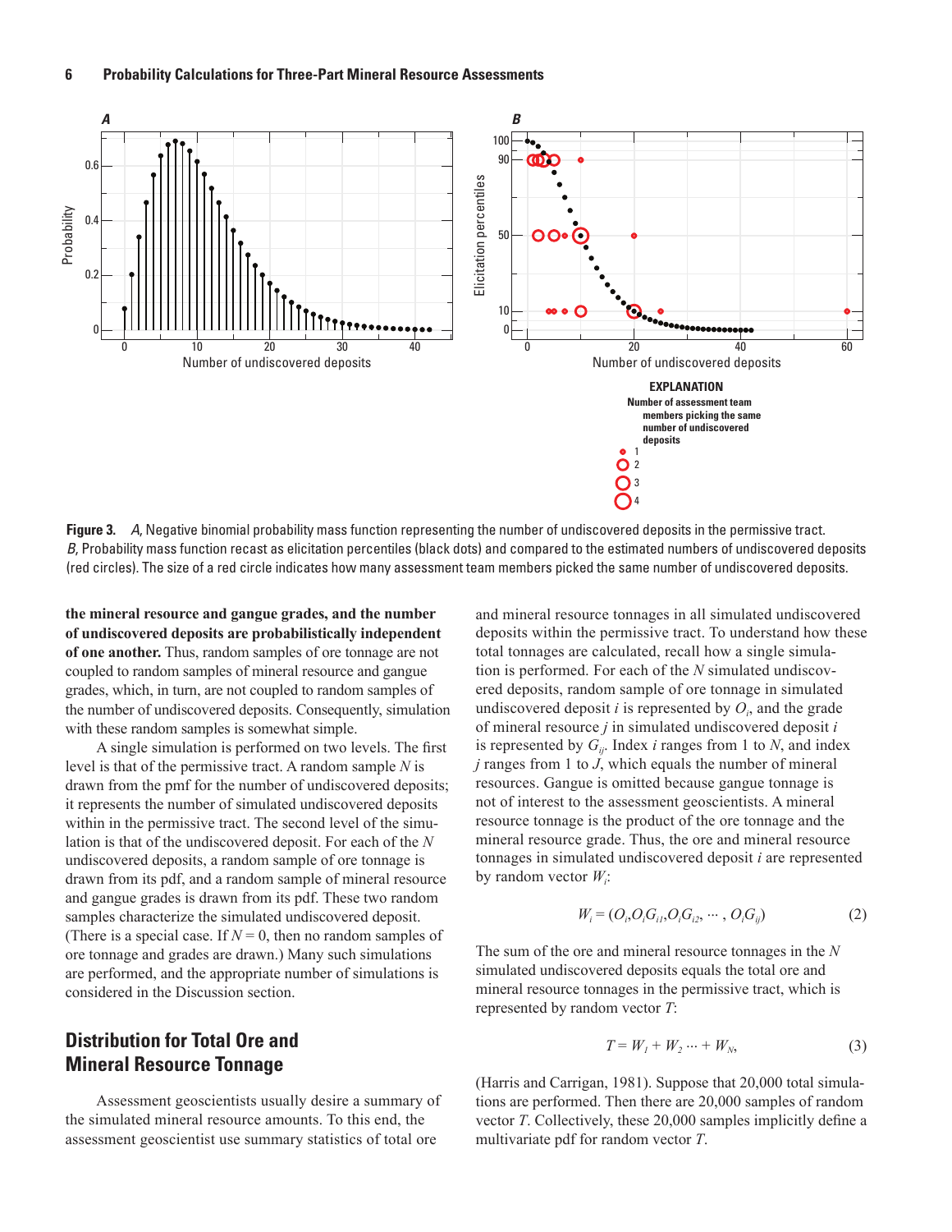**Figure 3.** *A*, Negative binomial probability mass function representing the number of undiscovered deposits in the permissive tract. *B*, Probability mass function recast as elicitation percentiles (black dots) and compared to the estimated numbers of undiscovered deposits (red circles). The size of a red circle indicates how many assessment team members picked the same number of undiscovered deposits.

**the mineral resource and gangue grades, and the number of undiscovered deposits are probabilistically independent of one another.** Thus, random samples of ore tonnage are not coupled to random samples of mineral resource and gangue grades, which, in turn, are not coupled to random samples of the number of undiscovered deposits. Consequently, simulation with these random samples is somewhat simple.

A single simulation is performed on two levels. The first level is that of the permissive tract. A random sample $N$ is drawn from the pmf for the number of undiscovered deposits; it represents the number of simulated undiscovered deposits within in the permissive tract. The second level of the simulation is that of the undiscovered deposit. For each of the $N$ undiscovered deposits, a random sample of ore tonnage is drawn from its pdf, and a random sample of mineral resource and gangue grades is drawn from its pdf. These two random samples characterize the simulated undiscovered deposit. (There is a special case. If $N = 0$, then no random samples of ore tonnage and grades are drawn.) Many such simulations are performed, and the appropriate number of simulations is considered in the Discussion section.

## Distribution for Total Ore and Mineral Resource Tonnage

Assessment geoscientists usually desire a summary of the simulated mineral resource amounts. To this end, the assessment geoscientist use summary statistics of total ore and mineral resource tonnages in all simulated undiscovered deposits within the permissive tract. To understand how these total tonnages are calculated, recall how a single simulation is performed. For each of the $N$ simulated undiscovered deposits, random sample of ore tonnage in simulated undiscovered deposit $i$ is represented by $O_i$, and the grade of mineral resource $j$ in simulated undiscovered deposit $i$ is represented by $G_{ij}$. Index $i$ ranges from 1 to $N$, and index $j$ ranges from 1 to $J$, which equals the number of mineral resources. Gangue is omitted because gangue tonnage is not of interest to the assessment geoscientists. A mineral resource tonnage is the product of the ore tonnage and the mineral resource grade. Thus, the ore and mineral resource tonnages in simulated undiscovered deposit $i$ are represented by random vector $W_i$:

$$W_i = (O_i, O_i G_{i1}, O_i G_{i2}, \cdots, O_i G_{ij}) \tag{2}$$

The sum of the ore and mineral resource tonnages in the $N$ simulated undiscovered deposits equals the total ore and mineral resource tonnages in the permissive tract, which is represented by random vector $T$:

$$T = W_1 + W_2 \cdots + W_N, \tag{3}$$

(Harris and Carrigan, 1981). Suppose that 20,000 total simulations are performed. Then there are 20,000 samples of random vector $T$. Collectively, these 20,000 samples implicitly define a multivariate pdf for random vector $T$.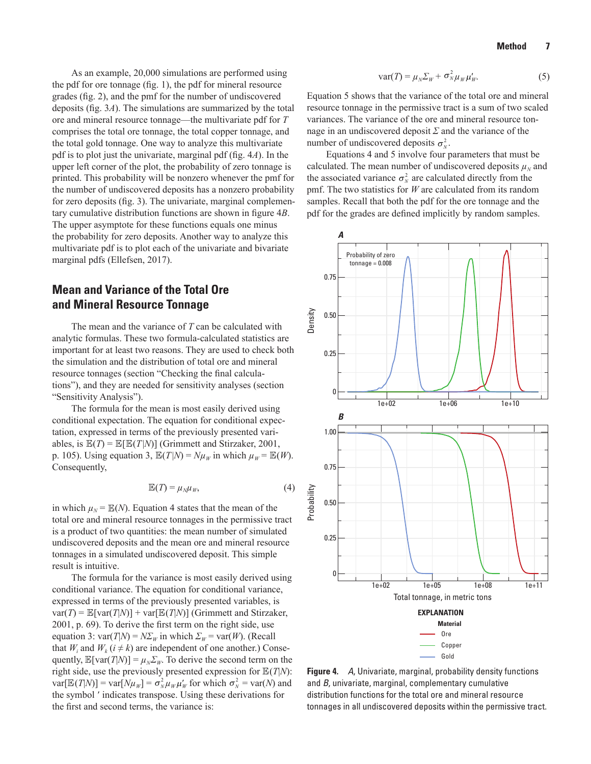As an example, 20,000 simulations are performed using the pdf for ore tonnage (fig. 1), the pdf for mineral resource grades (fig. 2), and the pmf for the number of undiscovered deposits (fig. 3*A*). The simulations are summarized by the total ore and mineral resource tonnage—the multivariate pdf for $T$ comprises the total ore tonnage, the total copper tonnage, and the total gold tonnage. One way to analyze this multivariate pdf is to plot just the univariate, marginal pdf (fig. 4*A*). In the upper left corner of the plot, the probability of zero tonnage is printed. This probability will be nonzero whenever the pmf for the number of undiscovered deposits has a nonzero probability for zero deposits (fig. 3). The univariate, marginal complementary cumulative distribution functions are shown in figure 4*B*. The upper asymptote for these functions equals one minus the probability for zero deposits. Another way to analyze this multivariate pdf is to plot each of the univariate and bivariate marginal pdfs (Ellefsen, 2017).

## Mean and Variance of the Total Ore and Mineral Resource Tonnage

The mean and the variance of $T$ can be calculated with analytic formulas. These two formula-calculated statistics are important for at least two reasons. They are used to check both the simulation and the distribution of total ore and mineral resource tonnages (section "Checking the final calculations"), and they are needed for sensitivity analyses (section "Sensitivity Analysis").

The formula for the mean is most easily derived using conditional expectation. The equation for conditional expectation, expressed in terms of the previously presented variables, is $\mathbb{E}(T) = \mathbb{E}[\mathbb{E}(T|N)]$ (Grimmett and Stirzaker, 2001, p. 105). Using equation 3, $\mathbb{E}(T|N) = N\mu_W$ in which $\mu_W = \mathbb{E}(W)$. Consequently,

$$\mathbb{E}(T) = \mu_N \mu_W, \tag{4}$$

in which $\mu_N = \mathbb{E}(N)$. Equation 4 states that the mean of the total ore and mineral resource tonnages in the permissive tract is a product of two quantities: the mean number of simulated undiscovered deposits and the mean ore and mineral resource tonnages in a simulated undiscovered deposit. This simple result is intuitive.

The formula for the variance is most easily derived using conditional variance. The equation for conditional variance, expressed in terms of the previously presented variables, is $\text{var}(T) = \mathbb{E}[\text{var}(T|N)] + \text{var}[\mathbb{E}(T|N)]$ (Grimmett and Stirzaker, 2001, p. 69). To derive the first term on the right side, use equation 3: $\text{var}(T|N) = N\Sigma_W$ in which $\Sigma_W = \text{var}(W)$. (Recall that $W_i$ and $W_k$ $(i \neq k)$ are independent of one another.) Consequently, $\mathbb{E}[\text{var}(T|N)] = \mu_N \Sigma_W$. To derive the second term on the right side, use the previously presented expression for $\mathbb{E}(T|N)$: $\text{var}[\mathbb{E}(T|N)] = \text{var}[N\mu_W] = \sigma_N^2 \mu_W \mu_W'$ for which $\sigma_N^2 = \text{var}(N)$ and the symbol $'$ indicates transpose. Using these derivations for the first and second terms, the variance is:

$$\text{var}(T) = \mu_N \Sigma_W + \sigma_N^2 \mu_W \mu_W'. \tag{5}$$

Equation 5 shows that the variance of the total ore and mineral resource tonnage in the permissive tract is a sum of two scaled variances. The variance of the ore and mineral resource tonnage in an undiscovered deposit $\Sigma$ and the variance of the number of undiscovered deposits $\sigma_N^2$.

Equations 4 and 5 involve four parameters that must be calculated. The mean number of undiscovered deposits $\mu_N$ and the associated variance $\sigma_N^2$ are calculated directly from the pmf. The two statistics for $W$ are calculated from its random samples. Recall that both the pdf for the ore tonnage and the pdf for the grades are defined implicitly by random samples.

**Figure 4.** *A*, Univariate, marginal, probability density functions and *B*, univariate, marginal, complementary cumulative distribution functions for the total ore and mineral resource tonnages in all undiscovered deposits within the permissive tract.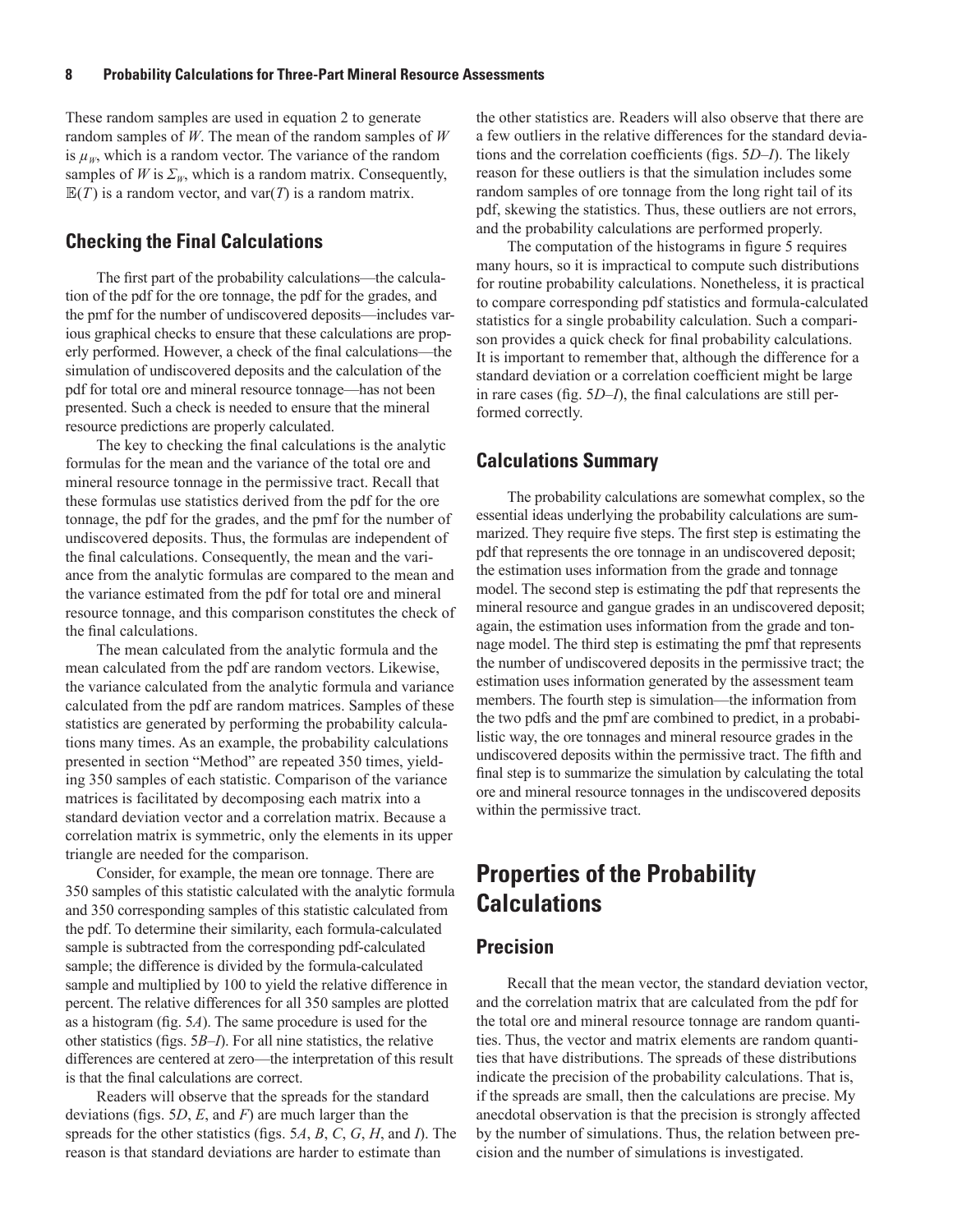These random samples are used in equation 2 to generate random samples of $W$. The mean of the random samples of $W$ is $\mu_W$, which is a random vector. The variance of the random samples of $W$ is $\Sigma_W$, which is a random matrix. Consequently, $\mathbb{E}(T)$ is a random vector, and var($T$) is a random matrix.

## Checking the Final Calculations

The first part of the probability calculations—the calculation of the pdf for the ore tonnage, the pdf for the grades, and the pmf for the number of undiscovered deposits—includes various graphical checks to ensure that these calculations are properly performed. However, a check of the final calculations—the simulation of undiscovered deposits and the calculation of the pdf for total ore and mineral resource tonnage—has not been presented. Such a check is needed to ensure that the mineral resource predictions are properly calculated.

The key to checking the final calculations is the analytic formulas for the mean and the variance of the total ore and mineral resource tonnage in the permissive tract. Recall that these formulas use statistics derived from the pdf for the ore tonnage, the pdf for the grades, and the pmf for the number of undiscovered deposits. Thus, the formulas are independent of the final calculations. Consequently, the mean and the variance from the analytic formulas are compared to the mean and the variance estimated from the pdf for total ore and mineral resource tonnage, and this comparison constitutes the check of the final calculations.

The mean calculated from the analytic formula and the mean calculated from the pdf are random vectors. Likewise, the variance calculated from the analytic formula and variance calculated from the pdf are random matrices. Samples of these statistics are generated by performing the probability calculations many times. As an example, the probability calculations presented in section "Method" are repeated 350 times, yielding 350 samples of each statistic. Comparison of the variance matrices is facilitated by decomposing each matrix into a standard deviation vector and a correlation matrix. Because a correlation matrix is symmetric, only the elements in its upper triangle are needed for the comparison.

Consider, for example, the mean ore tonnage. There are 350 samples of this statistic calculated with the analytic formula and 350 corresponding samples of this statistic calculated from the pdf. To determine their similarity, each formula-calculated sample is subtracted from the corresponding pdf-calculated sample; the difference is divided by the formula-calculated sample and multiplied by 100 to yield the relative difference in percent. The relative differences for all 350 samples are plotted as a histogram (fig. 5*A*). The same procedure is used for the other statistics (figs. 5*B*–*I*). For all nine statistics, the relative differences are centered at zero—the interpretation of this result is that the final calculations are correct.

Readers will observe that the spreads for the standard deviations (figs. 5*D*, *E*, and *F*) are much larger than the spreads for the other statistics (figs. 5*A*, *B*, *C*, *G*, *H*, and *I*). The reason is that standard deviations are harder to estimate than the other statistics are. Readers will also observe that there are a few outliers in the relative differences for the standard deviations and the correlation coefficients (figs. 5*D*–*I*). The likely reason for these outliers is that the simulation includes some random samples of ore tonnage from the long right tail of its pdf, skewing the statistics. Thus, these outliers are not errors, and the probability calculations are performed properly.

The computation of the histograms in figure 5 requires many hours, so it is impractical to compute such distributions for routine probability calculations. Nonetheless, it is practical to compare corresponding pdf statistics and formula-calculated statistics for a single probability calculation. Such a comparison provides a quick check for final probability calculations. It is important to remember that, although the difference for a standard deviation or a correlation coefficient might be large in rare cases (fig. 5*D*–*I*), the final calculations are still performed correctly.

## Calculations Summary

The probability calculations are somewhat complex, so the essential ideas underlying the probability calculations are summarized. They require five steps. The first step is estimating the pdf that represents the ore tonnage in an undiscovered deposit; the estimation uses information from the grade and tonnage model. The second step is estimating the pdf that represents the mineral resource and gangue grades in an undiscovered deposit; again, the estimation uses information from the grade and tonnage model. The third step is estimating the pmf that represents the number of undiscovered deposits in the permissive tract; the estimation uses information generated by the assessment team members. The fourth step is simulation—the information from the two pdfs and the pmf are combined to predict, in a probabilistic way, the ore tonnages and mineral resource grades in the undiscovered deposits within the permissive tract. The fifth and final step is to summarize the simulation by calculating the total ore and mineral resource tonnages in the undiscovered deposits within the permissive tract.

# Properties of the Probability Calculations

## Precision

Recall that the mean vector, the standard deviation vector, and the correlation matrix that are calculated from the pdf for the total ore and mineral resource tonnage are random quantities. Thus, the vector and matrix elements are random quantities that have distributions. The spreads of these distributions indicate the precision of the probability calculations. That is, if the spreads are small, then the calculations are precise. My anecdotal observation is that the precision is strongly affected by the number of simulations. Thus, the relation between precision and the number of simulations is investigated.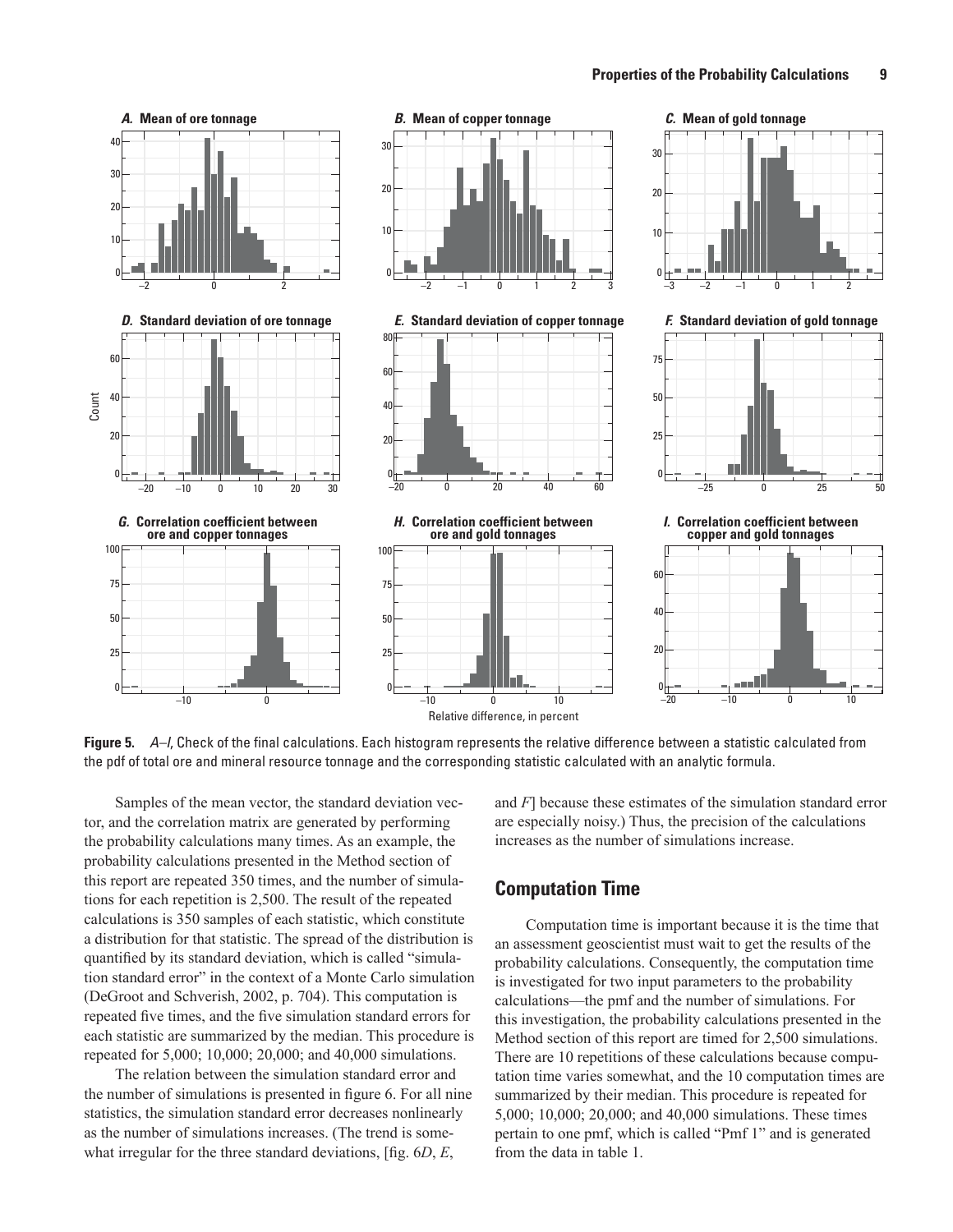**Figure 5.** *A–I*, Check of the final calculations. Each histogram represents the relative difference between a statistic calculated from the pdf of total ore and mineral resource tonnage and the corresponding statistic calculated with an analytic formula.

Samples of the mean vector, the standard deviation vector, and the correlation matrix are generated by performing the probability calculations many times. As an example, the probability calculations presented in the Method section of this report are repeated 350 times, and the number of simulations for each repetition is 2,500. The result of the repeated calculations is 350 samples of each statistic, which constitute a distribution for that statistic. The spread of the distribution is quantified by its standard deviation, which is called "simulation standard error" in the context of a Monte Carlo simulation (DeGroot and Schverish, 2002, p. 704). This computation is repeated five times, and the five simulation standard errors for each statistic are summarized by the median. This procedure is repeated for 5,000; 10,000; 20,000; and 40,000 simulations.

The relation between the simulation standard error and the number of simulations is presented in figure 6. For all nine statistics, the simulation standard error decreases nonlinearly as the number of simulations increases. (The trend is somewhat irregular for the three standard deviations, [fig. 6*D*, *E*, and *F*] because these estimates of the simulation standard error are especially noisy.) Thus, the precision of the calculations increases as the number of simulations increase.

## Computation Time

Computation time is important because it is the time that an assessment geoscientist must wait to get the results of the probability calculations. Consequently, the computation time is investigated for two input parameters to the probability calculations—the pmf and the number of simulations. For this investigation, the probability calculations presented in the Method section of this report are timed for 2,500 simulations. There are 10 repetitions of these calculations because computation time varies somewhat, and the 10 computation times are summarized by their median. This procedure is repeated for 5,000; 10,000; 20,000; and 40,000 simulations. These times pertain to one pmf, which is called "Pmf 1" and is generated from the data in table 1.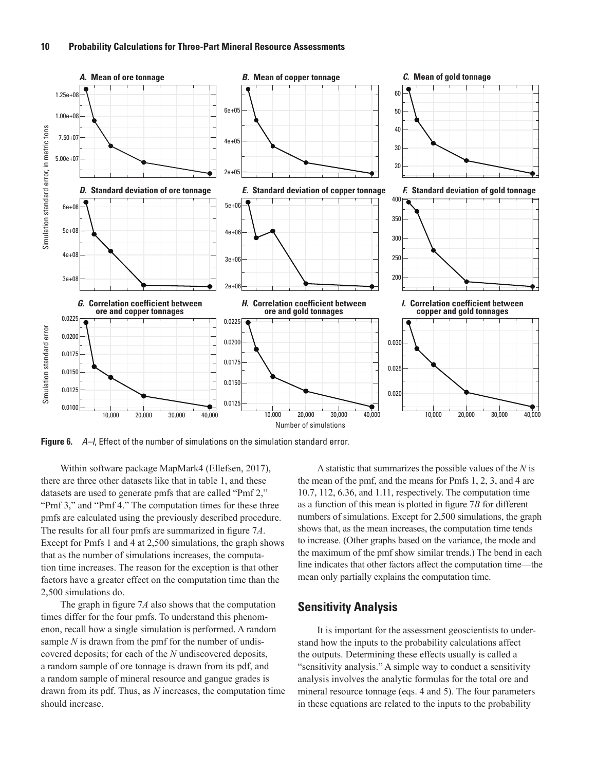**Figure 6.** *A–I*, Effect of the number of simulations on the simulation standard error.

Within software package MapMark4 (Ellefsen, 2017), there are three other datasets like that in table 1, and these datasets are used to generate pmfs that are called "Pmf 2," "Pmf 3," and "Pmf 4." The computation times for these three pmfs are calculated using the previously described procedure. The results for all four pmfs are summarized in figure 7*A*. Except for Pmfs 1 and 4 at 2,500 simulations, the graph shows that as the number of simulations increases, the computation time increases. The reason for the exception is that other factors have a greater effect on the computation time than the 2,500 simulations do.

The graph in figure 7*A* also shows that the computation times differ for the four pmfs. To understand this phenomenon, recall how a single simulation is performed. A random sample $N$ is drawn from the pmf for the number of undiscovered deposits; for each of the $N$ undiscovered deposits, a random sample of ore tonnage is drawn from its pdf, and a random sample of mineral resource and gangue grades is drawn from its pdf. Thus, as $N$ increases, the computation time should increase.

A statistic that summarizes the possible values of the $N$ is the mean of the pmf, and the means for Pmfs 1, 2, 3, and 4 are 10.7, 112, 6.36, and 1.11, respectively. The computation time as a function of this mean is plotted in figure 7*B* for different numbers of simulations. Except for 2,500 simulations, the graph shows that, as the mean increases, the computation time tends to increase. (Other graphs based on the variance, the mode and the maximum of the pmf show similar trends.) The bend in each line indicates that other factors affect the computation time—the mean only partially explains the computation time.

## Sensitivity Analysis

It is important for the assessment geoscientists to understand how the inputs to the probability calculations affect the outputs. Determining these effects usually is called a "sensitivity analysis." A simple way to conduct a sensitivity analysis involves the analytic formulas for the total ore and mineral resource tonnage (eqs. 4 and 5). The four parameters in these equations are related to the inputs to the probability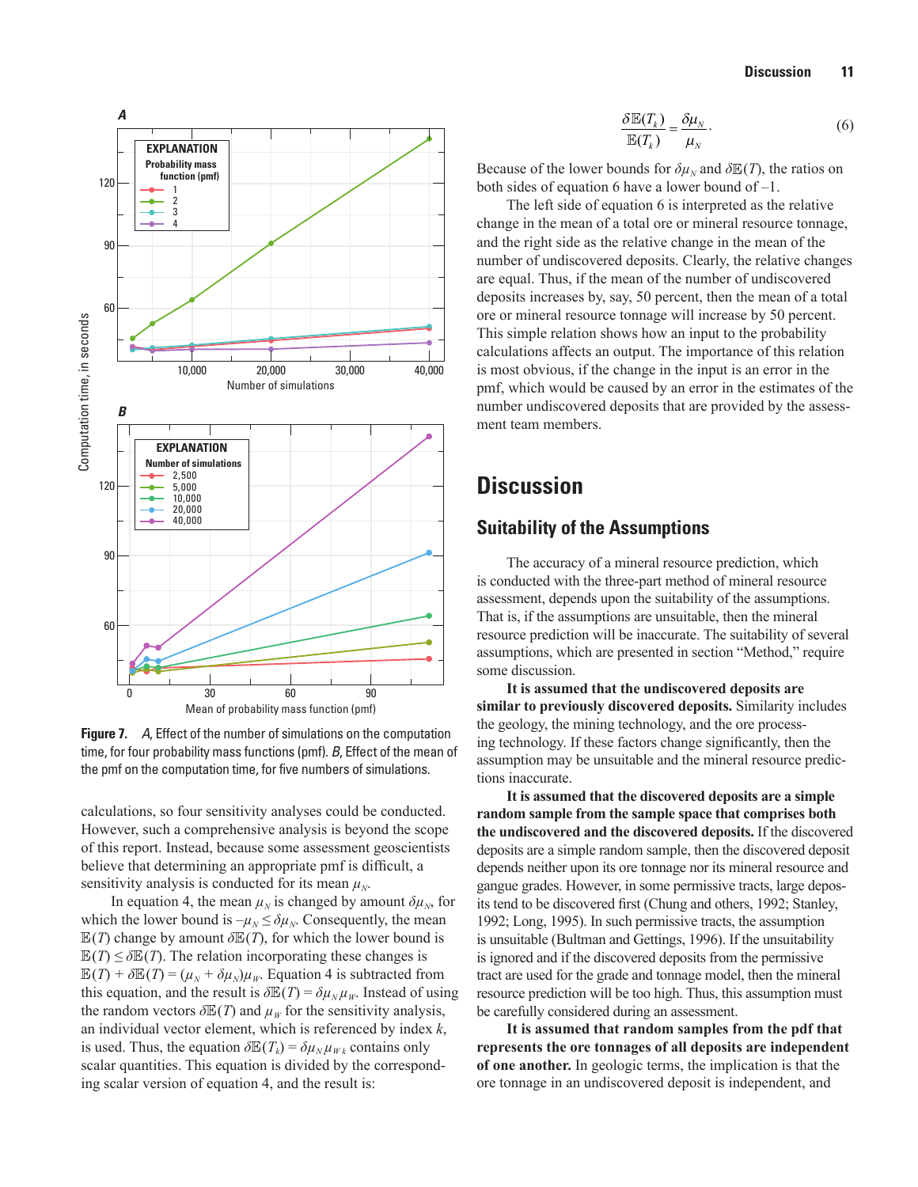Figure 7. *A*, Effect of the number of simulations on the computation time, for four probability mass functions (pmf). *B*, Effect of the mean of the pmf on the computation time, for five numbers of simulations.

calculations, so four sensitivity analyses could be conducted. However, such a comprehensive analysis is beyond the scope of this report. Instead, because some assessment geoscientists believe that determining an appropriate pmf is difficult, a sensitivity analysis is conducted for its mean $\mu_N$.

In equation 4, the mean $\mu_N$ is changed by amount $\delta\mu_N$, for which the lower bound is $-\mu_N \leq \delta\mu_N$. Consequently, the mean $\mathbb{E}(T)$ change by amount $\delta\mathbb{E}(T)$, for which the lower bound is $\mathbb{E}(T) \leq \delta\mathbb{E}(T)$. The relation incorporating these changes is $\mathbb{E}(T) + \delta\mathbb{E}(T) = (\mu_N + \delta\mu_N)\mu_W$. Equation 4 is subtracted from this equation, and the result is $\delta\mathbb{E}(T) = \delta\mu_N\mu_W$. Instead of using the random vectors $\delta\mathbb{E}(T)$ and $\mu_W$ for the sensitivity analysis, an individual vector element, which is referenced by index $k$, is used. Thus, the equation $\delta\mathbb{E}(T_k) = \delta\mu_N\mu_{Wk}$ contains only scalar quantities. This equation is divided by the corresponding scalar version of equation 4, and the result is:

$$\frac{\delta\mathbb{E}(T_k)}{\mathbb{E}(T_k)} = \frac{\delta\mu_N}{\mu_N}. \tag{6}$$

Because of the lower bounds for $\delta\mu_N$ and $\delta\mathbb{E}(T)$, the ratios on both sides of equation 6 have a lower bound of –1.

The left side of equation 6 is interpreted as the relative change in the mean of a total ore or mineral resource tonnage, and the right side as the relative change in the mean of the number of undiscovered deposits. Clearly, the relative changes are equal. Thus, if the mean of the number of undiscovered deposits increases by, say, 50 percent, then the mean of a total ore or mineral resource tonnage will increase by 50 percent. This simple relation shows how an input to the probability calculations affects an output. The importance of this relation is most obvious, if the change in the input is an error in the pmf, which would be caused by an error in the estimates of the number undiscovered deposits that are provided by the assessment team members.

# Discussion

## Suitability of the Assumptions

The accuracy of a mineral resource prediction, which is conducted with the three-part method of mineral resource assessment, depends upon the suitability of the assumptions. That is, if the assumptions are unsuitable, then the mineral resource prediction will be inaccurate. The suitability of several assumptions, which are presented in section "Method," require some discussion.

**It is assumed that the undiscovered deposits are similar to previously discovered deposits.** Similarity includes the geology, the mining technology, and the ore processing technology. If these factors change significantly, then the assumption may be unsuitable and the mineral resource predictions inaccurate.

**It is assumed that the discovered deposits are a simple random sample from the sample space that comprises both the undiscovered and the discovered deposits.** If the discovered deposits are a simple random sample, then the discovered deposit depends neither upon its ore tonnage nor its mineral resource and gangue grades. However, in some permissive tracts, large deposits tend to be discovered first (Chung and others, 1992; Stanley, 1992; Long, 1995). In such permissive tracts, the assumption is unsuitable (Bultman and Gettings, 1996). If the unsuitability is ignored and if the discovered deposits from the permissive tract are used for the grade and tonnage model, then the mineral resource prediction will be too high. Thus, this assumption must be carefully considered during an assessment.

**It is assumed that random samples from the pdf that represents the ore tonnages of all deposits are independent of one another.** In geologic terms, the implication is that the ore tonnage in an undiscovered deposit is independent, and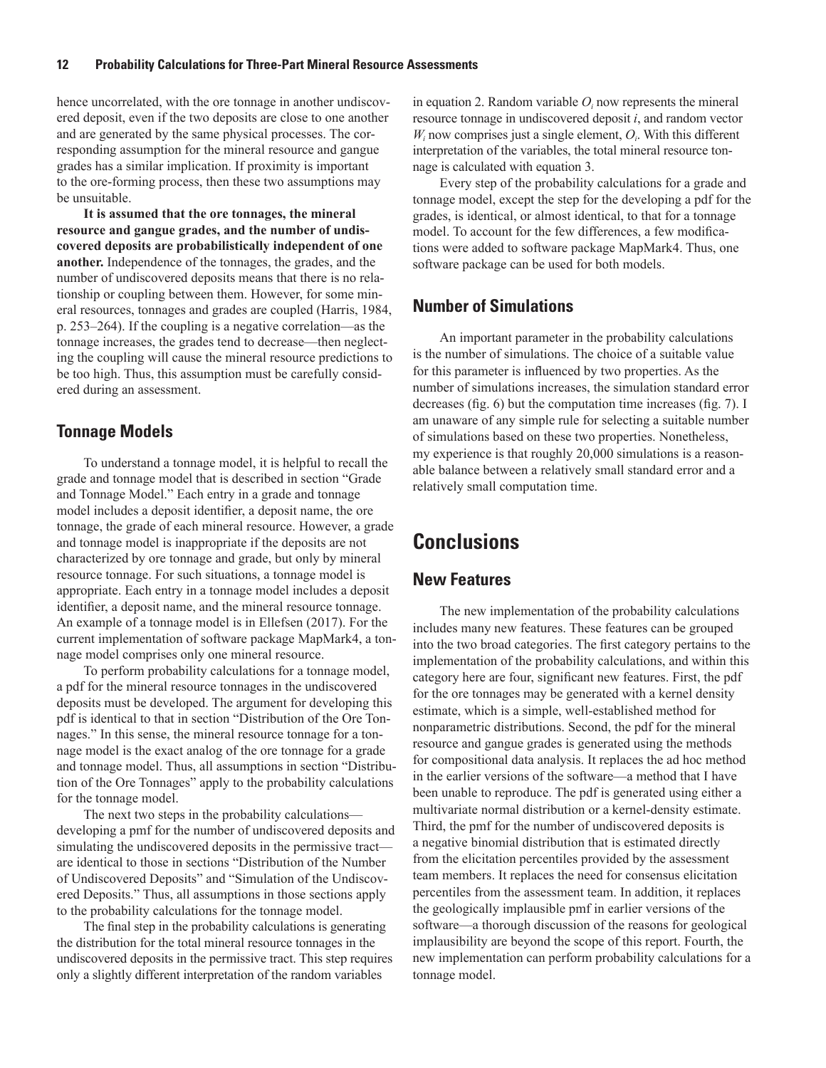hence uncorrelated, with the ore tonnage in another undiscovered deposit, even if the two deposits are close to one another and are generated by the same physical processes. The corresponding assumption for the mineral resource and gangue grades has a similar implication. If proximity is important to the ore-forming process, then these two assumptions may be unsuitable.

**It is assumed that the ore tonnages, the mineral resource and gangue grades, and the number of undiscovered deposits are probabilistically independent of one another.** Independence of the tonnages, the grades, and the number of undiscovered deposits means that there is no relationship or coupling between them. However, for some mineral resources, tonnages and grades are coupled (Harris, 1984, p. 253–264). If the coupling is a negative correlation—as the tonnage increases, the grades tend to decrease—then neglecting the coupling will cause the mineral resource predictions to be too high. Thus, this assumption must be carefully considered during an assessment.

## Tonnage Models

To understand a tonnage model, it is helpful to recall the grade and tonnage model that is described in section "Grade and Tonnage Model." Each entry in a grade and tonnage model includes a deposit identifier, a deposit name, the ore tonnage, the grade of each mineral resource. However, a grade and tonnage model is inappropriate if the deposits are not characterized by ore tonnage and grade, but only by mineral resource tonnage. For such situations, a tonnage model is appropriate. Each entry in a tonnage model includes a deposit identifier, a deposit name, and the mineral resource tonnage. An example of a tonnage model is in Ellefsen (2017). For the current implementation of software package MapMark4, a tonnage model comprises only one mineral resource.

To perform probability calculations for a tonnage model, a pdf for the mineral resource tonnages in the undiscovered deposits must be developed. The argument for developing this pdf is identical to that in section "Distribution of the Ore Tonnages." In this sense, the mineral resource tonnage for a tonnage model is the exact analog of the ore tonnage for a grade and tonnage model. Thus, all assumptions in section "Distribution of the Ore Tonnages" apply to the probability calculations for the tonnage model.

The next two steps in the probability calculations—developing a pmf for the number of undiscovered deposits and simulating the undiscovered deposits in the permissive tract—are identical to those in sections "Distribution of the Number of Undiscovered Deposits" and "Simulation of the Undiscovered Deposits." Thus, all assumptions in those sections apply to the probability calculations for the tonnage model.

The final step in the probability calculations is generating the distribution for the total mineral resource tonnages in the undiscovered deposits in the permissive tract. This step requires only a slightly different interpretation of the random variables in equation 2. Random variable $O_i$ now represents the mineral resource tonnage in undiscovered deposit $i$, and random vector $W_i$ now comprises just a single element, $O_i$. With this different interpretation of the variables, the total mineral resource tonnage is calculated with equation 3.

Every step of the probability calculations for a grade and tonnage model, except the step for the developing a pdf for the grades, is identical, or almost identical, to that for a tonnage model. To account for the few differences, a few modifications were added to software package MapMark4. Thus, one software package can be used for both models.

## Number of Simulations

An important parameter in the probability calculations is the number of simulations. The choice of a suitable value for this parameter is influenced by two properties. As the number of simulations increases, the simulation standard error decreases (fig. 6) but the computation time increases (fig. 7). I am unaware of any simple rule for selecting a suitable number of simulations based on these two properties. Nonetheless, my experience is that roughly 20,000 simulations is a reasonable balance between a relatively small standard error and a relatively small computation time.

# Conclusions

## New Features

The new implementation of the probability calculations includes many new features. These features can be grouped into the two broad categories. The first category pertains to the implementation of the probability calculations, and within this category here are four, significant new features. First, the pdf for the ore tonnages may be generated with a kernel density estimate, which is a simple, well-established method for nonparametric distributions. Second, the pdf for the mineral resource and gangue grades is generated using the methods for compositional data analysis. It replaces the ad hoc method in the earlier versions of the software—a method that I have been unable to reproduce. The pdf is generated using either a multivariate normal distribution or a kernel-density estimate. Third, the pmf for the number of undiscovered deposits is a negative binomial distribution that is estimated directly from the elicitation percentiles provided by the assessment team members. It replaces the need for consensus elicitation percentiles from the assessment team. In addition, it replaces the geologically implausible pmf in earlier versions of the software—a thorough discussion of the reasons for geological implausibility are beyond the scope of this report. Fourth, the new implementation can perform probability calculations for a tonnage model.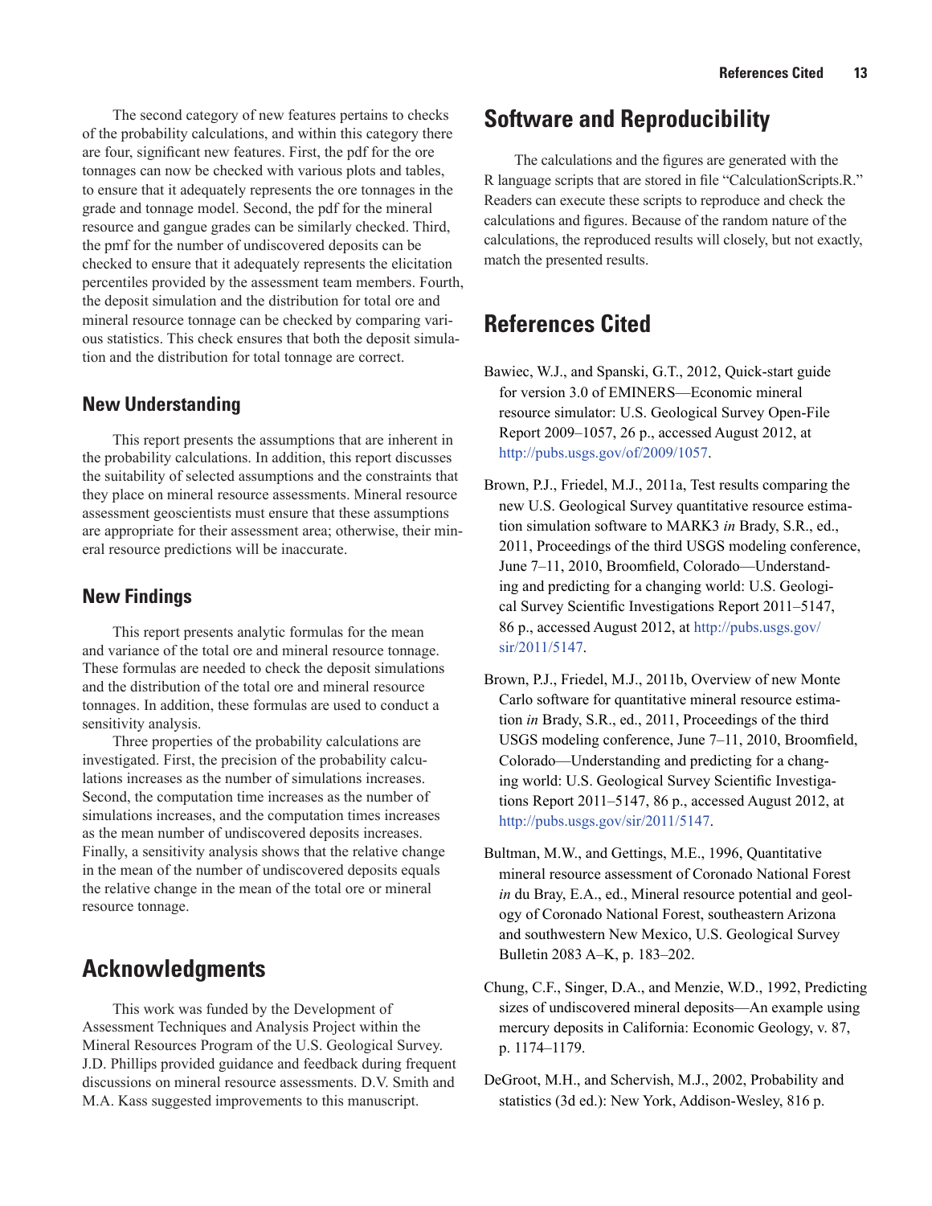The second category of new features pertains to checks of the probability calculations, and within this category there are four, significant new features. First, the pdf for the ore tonnages can now be checked with various plots and tables, to ensure that it adequately represents the ore tonnages in the grade and tonnage model. Second, the pdf for the mineral resource and gangue grades can be similarly checked. Third, the pmf for the number of undiscovered deposits can be checked to ensure that it adequately represents the elicitation percentiles provided by the assessment team members. Fourth, the deposit simulation and the distribution for total ore and mineral resource tonnage can be checked by comparing various statistics. This check ensures that both the deposit simulation and the distribution for total tonnage are correct.

### New Understanding

This report presents the assumptions that are inherent in the probability calculations. In addition, this report discusses the suitability of selected assumptions and the constraints that they place on mineral resource assessments. Mineral resource assessment geoscientists must ensure that these assumptions are appropriate for their assessment area; otherwise, their mineral resource predictions will be inaccurate.

### New Findings

This report presents analytic formulas for the mean and variance of the total ore and mineral resource tonnage. These formulas are needed to check the deposit simulations and the distribution of the total ore and mineral resource tonnages. In addition, these formulas are used to conduct a sensitivity analysis.

Three properties of the probability calculations are investigated. First, the precision of the probability calculations increases as the number of simulations increases. Second, the computation time increases as the number of simulations increases, and the computation times increases as the mean number of undiscovered deposits increases. Finally, a sensitivity analysis shows that the relative change in the mean of the number of undiscovered deposits equals the relative change in the mean of the total ore or mineral resource tonnage.

## Acknowledgments

This work was funded by the Development of Assessment Techniques and Analysis Project within the Mineral Resources Program of the U.S. Geological Survey. J.D. Phillips provided guidance and feedback during frequent discussions on mineral resource assessments. D.V. Smith and M.A. Kass suggested improvements to this manuscript.

## Software and Reproducibility

The calculations and the figures are generated with the R language scripts that are stored in file "CalculationScripts.R." Readers can execute these scripts to reproduce and check the calculations and figures. Because of the random nature of the calculations, the reproduced results will closely, but not exactly, match the presented results.

## References Cited

Bawiec, W.J., and Spanski, G.T., 2012, Quick-start guide for version 3.0 of EMINERS—Economic mineral resource simulator: U.S. Geological Survey Open-File Report 2009–1057, 26 p., accessed August 2012, at http://pubs.usgs.gov/of/2009/1057.

Brown, P.J., Friedel, M.J., 2011a, Test results comparing the new U.S. Geological Survey quantitative resource estimation simulation software to MARK3 *in* Brady, S.R., ed., 2011, Proceedings of the third USGS modeling conference, June 7–11, 2010, Broomfield, Colorado—Understanding and predicting for a changing world: U.S. Geological Survey Scientific Investigations Report 2011–5147, 86 p., accessed August 2012, at http://pubs.usgs.gov/sir/2011/5147.

Brown, P.J., Friedel, M.J., 2011b, Overview of new Monte Carlo software for quantitative mineral resource estimation *in* Brady, S.R., ed., 2011, Proceedings of the third USGS modeling conference, June 7–11, 2010, Broomfield, Colorado—Understanding and predicting for a changing world: U.S. Geological Survey Scientific Investigations Report 2011–5147, 86 p., accessed August 2012, at http://pubs.usgs.gov/sir/2011/5147.

Bultman, M.W., and Gettings, M.E., 1996, Quantitative mineral resource assessment of Coronado National Forest *in* du Bray, E.A., ed., Mineral resource potential and geology of Coronado National Forest, southeastern Arizona and southwestern New Mexico, U.S. Geological Survey Bulletin 2083 A–K, p. 183–202.

Chung, C.F., Singer, D.A., and Menzie, W.D., 1992, Predicting sizes of undiscovered mineral deposits—An example using mercury deposits in California: Economic Geology, v. 87, p. 1174–1179.

DeGroot, M.H., and Schervish, M.J., 2002, Probability and statistics (3d ed.): New York, Addison-Wesley, 816 p.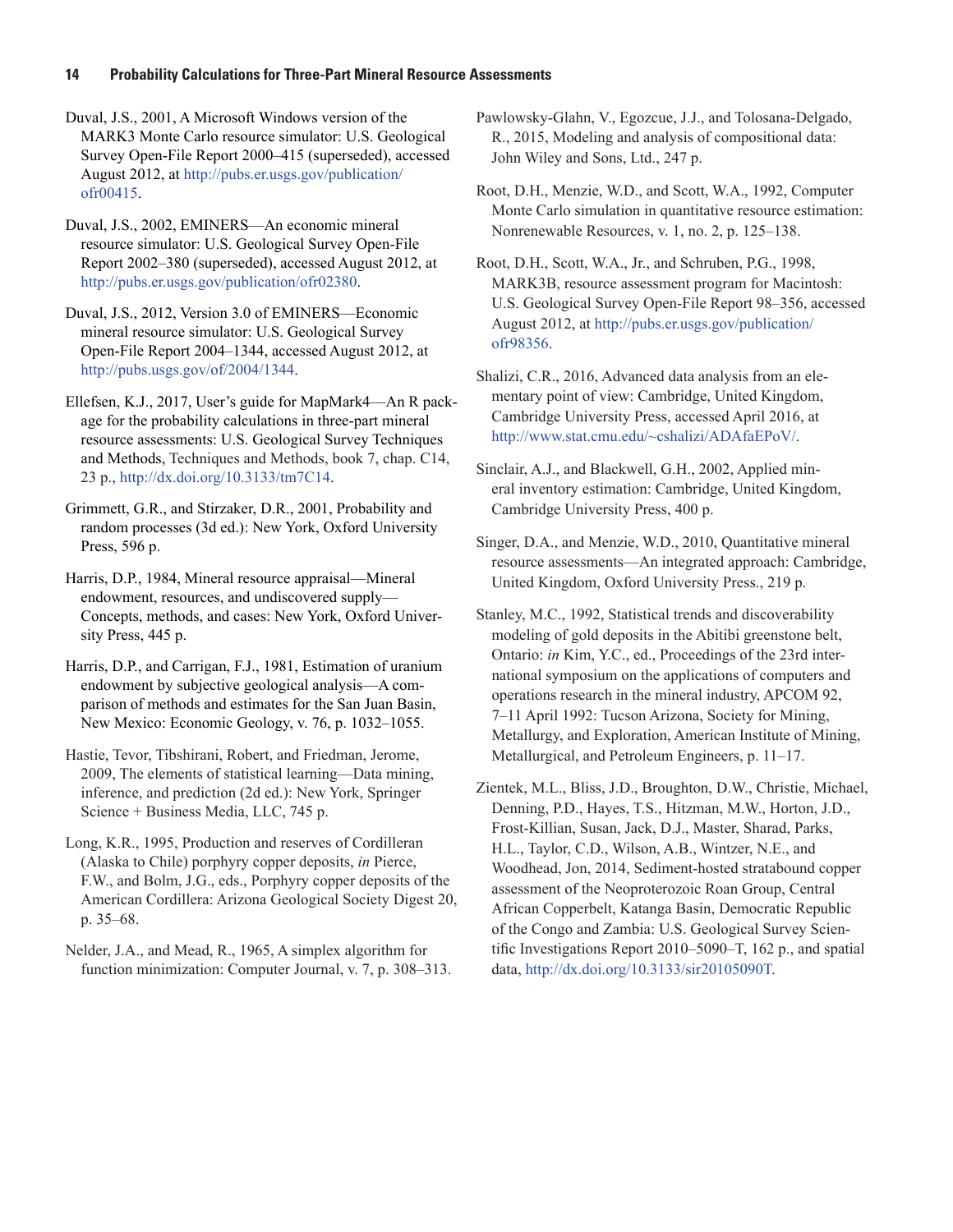Duval, J.S., 2001, A Microsoft Windows version of the MARK3 Monte Carlo resource simulator: U.S. Geological Survey Open-File Report 2000–415 (superseded), accessed August 2012, at http://pubs.er.usgs.gov/publication/ofr00415.

Duval, J.S., 2002, EMINERS—An economic mineral resource simulator: U.S. Geological Survey Open-File Report 2002–380 (superseded), accessed August 2012, at http://pubs.er.usgs.gov/publication/ofr02380.

Duval, J.S., 2012, Version 3.0 of EMINERS—Economic mineral resource simulator: U.S. Geological Survey Open-File Report 2004–1344, accessed August 2012, at http://pubs.usgs.gov/of/2004/1344.

Ellefsen, K.J., 2017, User's guide for MapMark4—An R package for the probability calculations in three-part mineral resource assessments: U.S. Geological Survey Techniques and Methods, Techniques and Methods, book 7, chap. C14, 23 p., http://dx.doi.org/10.3133/tm7C14.

Grimmett, G.R., and Stirzaker, D.R., 2001, Probability and random processes (3d ed.): New York, Oxford University Press, 596 p.

Harris, D.P., 1984, Mineral resource appraisal—Mineral endowment, resources, and undiscovered supply—Concepts, methods, and cases: New York, Oxford University Press, 445 p.

Harris, D.P., and Carrigan, F.J., 1981, Estimation of uranium endowment by subjective geological analysis—A comparison of methods and estimates for the San Juan Basin, New Mexico: Economic Geology, v. 76, p. 1032–1055.

Hastie, Tevor, Tibshirani, Robert, and Friedman, Jerome, 2009, The elements of statistical learning—Data mining, inference, and prediction (2d ed.): New York, Springer Science + Business Media, LLC, 745 p.

Long, K.R., 1995, Production and reserves of Cordilleran (Alaska to Chile) porphyry copper deposits, *in* Pierce, F.W., and Bolm, J.G., eds., Porphyry copper deposits of the American Cordillera: Arizona Geological Society Digest 20, p. 35–68.

Nelder, J.A., and Mead, R., 1965, A simplex algorithm for function minimization: Computer Journal, v. 7, p. 308–313.

Pawlowsky-Glahn, V., Egozcue, J.J., and Tolosana-Delgado, R., 2015, Modeling and analysis of compositional data: John Wiley and Sons, Ltd., 247 p.

Root, D.H., Menzie, W.D., and Scott, W.A., 1992, Computer Monte Carlo simulation in quantitative resource estimation: Nonrenewable Resources, v. 1, no. 2, p. 125–138.

Root, D.H., Scott, W.A., Jr., and Schruben, P.G., 1998, MARK3B, resource assessment program for Macintosh: U.S. Geological Survey Open-File Report 98–356, accessed August 2012, at http://pubs.er.usgs.gov/publication/ofr98356.

Shalizi, C.R., 2016, Advanced data analysis from an elementary point of view: Cambridge, United Kingdom, Cambridge University Press, accessed April 2016, at http://www.stat.cmu.edu/~cshalizi/ADAfaEPoV/.

Sinclair, A.J., and Blackwell, G.H., 2002, Applied mineral inventory estimation: Cambridge, United Kingdom, Cambridge University Press, 400 p.

Singer, D.A., and Menzie, W.D., 2010, Quantitative mineral resource assessments—An integrated approach: Cambridge, United Kingdom, Oxford University Press., 219 p.

Stanley, M.C., 1992, Statistical trends and discoverability modeling of gold deposits in the Abitibi greenstone belt, Ontario: *in* Kim, Y.C., ed., Proceedings of the 23rd international symposium on the applications of computers and operations research in the mineral industry, APCOM 92, 7–11 April 1992: Tucson Arizona, Society for Mining, Metallurgy, and Exploration, American Institute of Mining, Metallurgical, and Petroleum Engineers, p. 11–17.

Zientek, M.L., Bliss, J.D., Broughton, D.W., Christie, Michael, Denning, P.D., Hayes, T.S., Hitzman, M.W., Horton, J.D., Frost-Killian, Susan, Jack, D.J., Master, Sharad, Parks, H.L., Taylor, C.D., Wilson, A.B., Wintzer, N.E., and Woodhead, Jon, 2014, Sediment-hosted stratabound copper assessment of the Neoproterozoic Roan Group, Central African Copperbelt, Katanga Basin, Democratic Republic of the Congo and Zambia: U.S. Geological Survey Scientific Investigations Report 2010–5090–T, 162 p., and spatial data, http://dx.doi.org/10.3133/sir20105090T.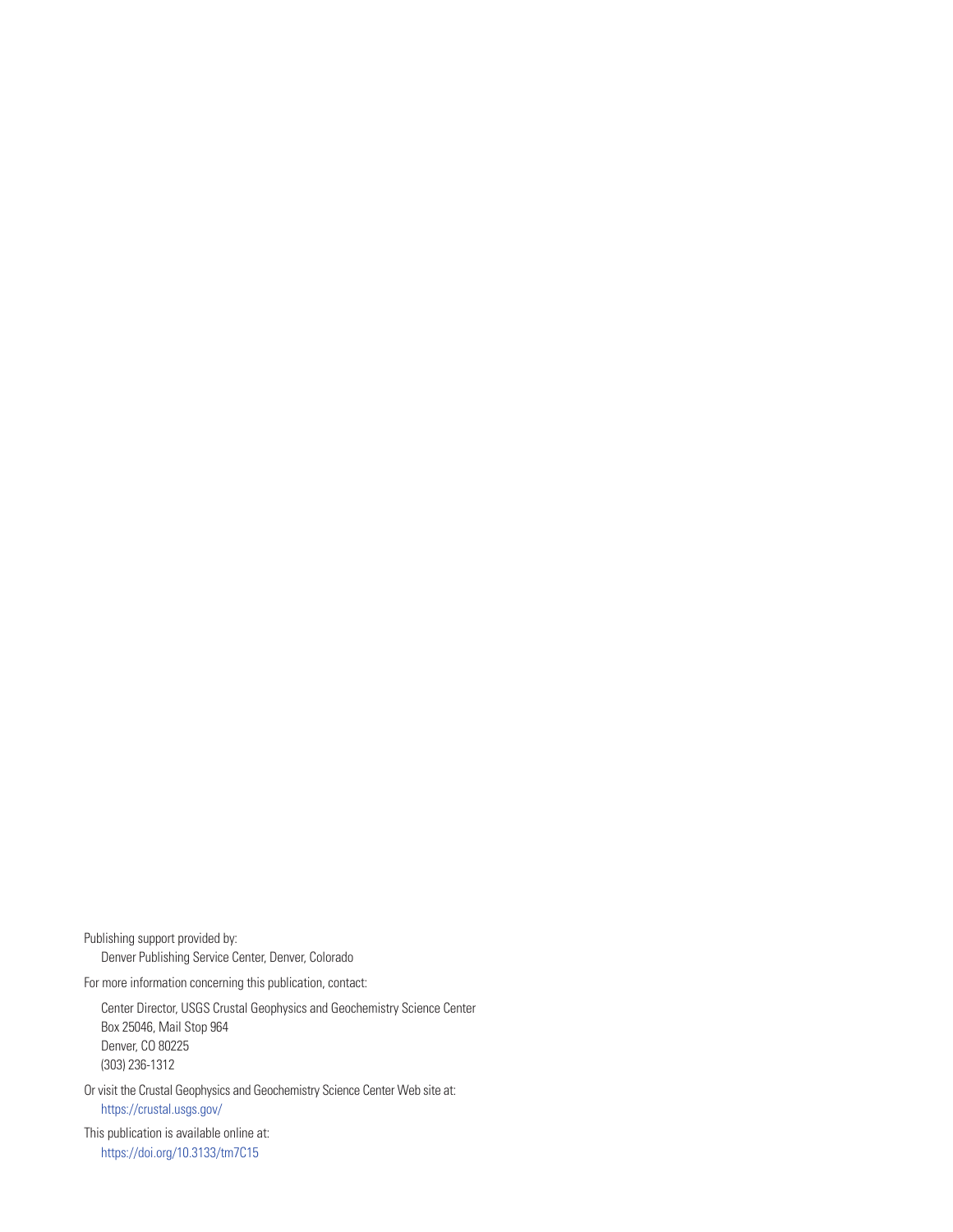Publishing support provided by:

Denver Publishing Service Center, Denver, Colorado

For more information concerning this publication, contact:

Center Director, USGS Crustal Geophysics and Geochemistry Science Center
Box 25046, Mail Stop 964
Denver, CO 80225
(303) 236-1312

Or visit the Crustal Geophysics and Geochemistry Science Center Web site at:

https://crustal.usgs.gov/

This publication is available online at:

https://doi.org/10.3133/tm7C15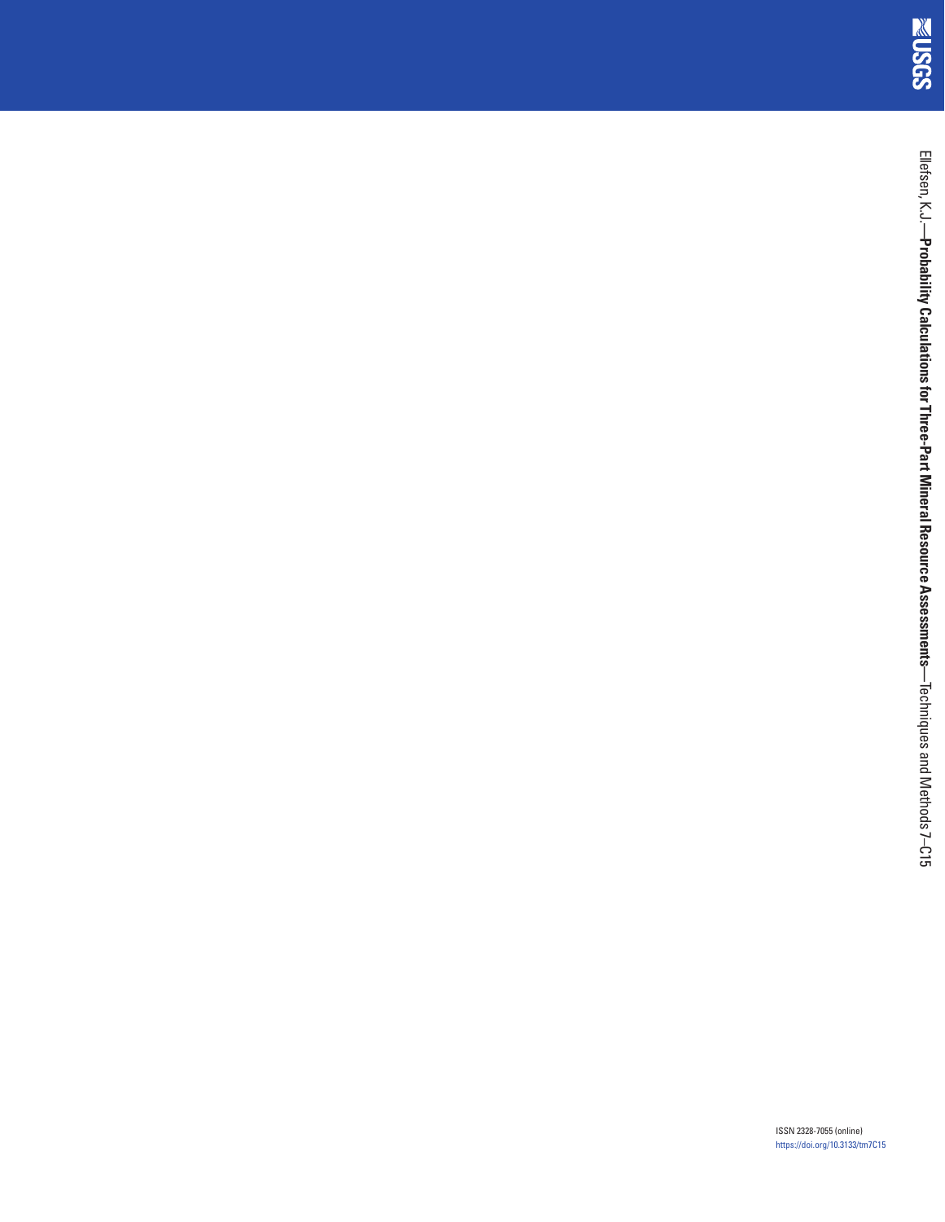Ellefsen, K.J.—**Probability Calculations for Three-Part Mineral Resource Assessments**—Techniques and Methods 7–C15

ISSN 2328-7055 (online)
https://doi.org/10.3133/tm7C15